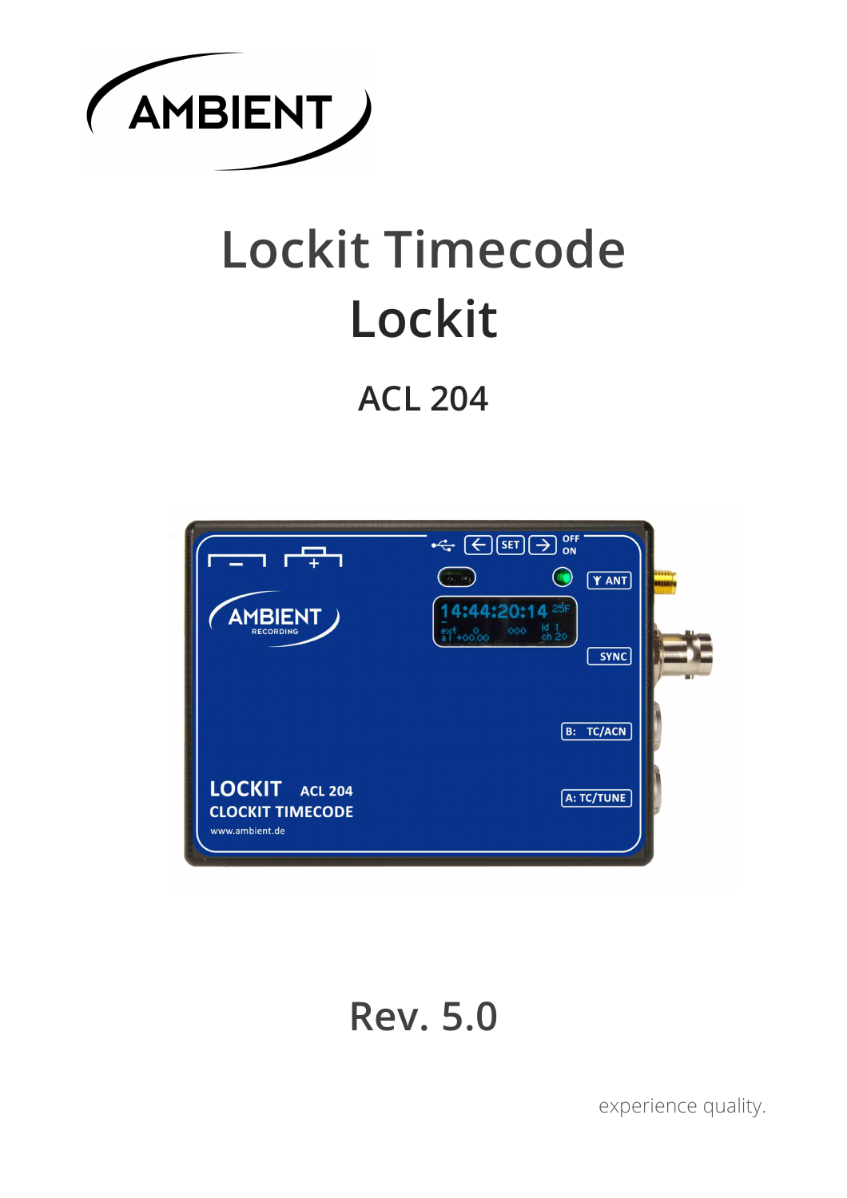AMBIENT

# Lockit Timecode Lockit

## ACL 204

Rev. 5.0

experience quality.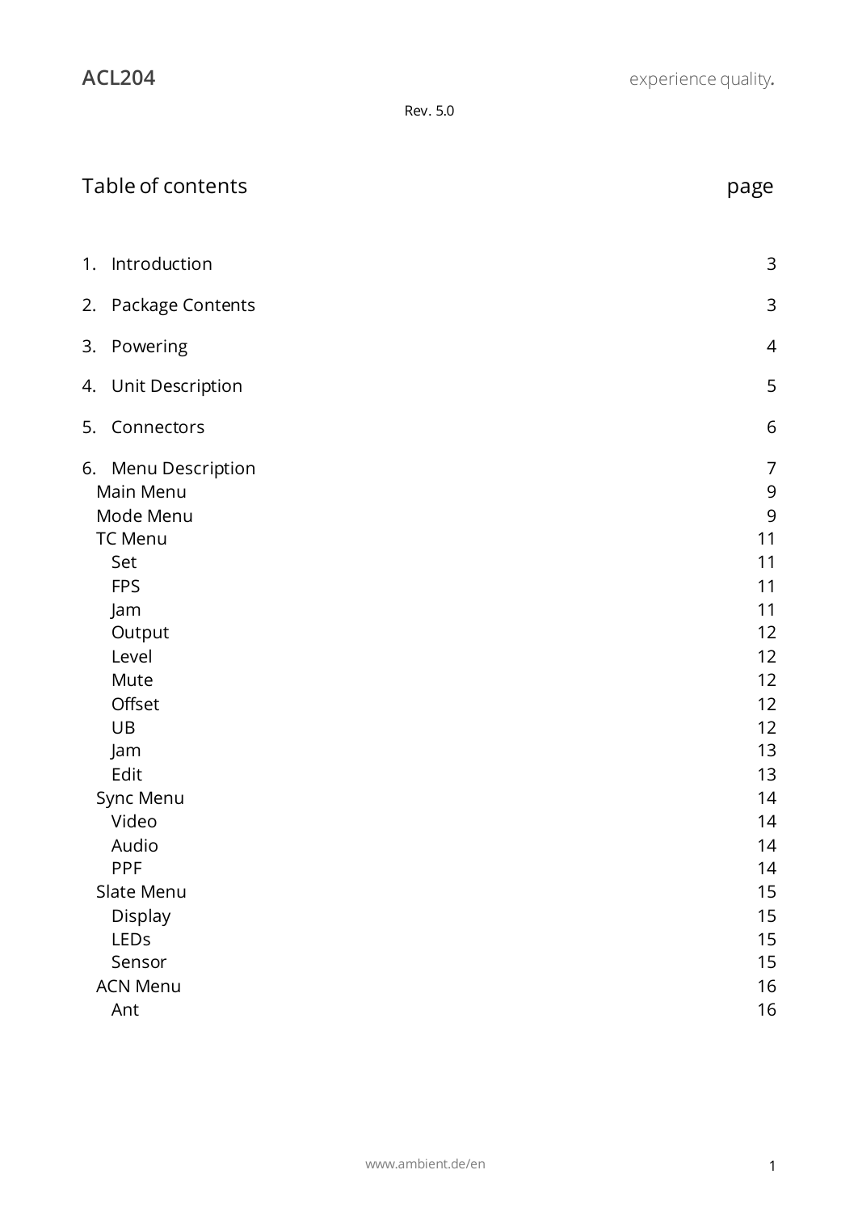**ACL204** experience quality.

Rev. 5.0

## Table of contents

| | page |
|---|---|
| 1. Introduction | 3 |
| 2. Package Contents | 3 |
| 3. Powering | 4 |
| 4. Unit Description | 5 |
| 5. Connectors | 6 |
| 6. Menu Description | 7 |
| Main Menu | 9 |
| Mode Menu | 9 |
| TC Menu | 11 |
| Set | 11 |
| FPS | 11 |
| Jam | 11 |
| Output | 12 |
| Level | 12 |
| Mute | 12 |
| Offset | 12 |
| UB | 12 |
| Jam | 13 |
| Edit | 13 |
| Sync Menu | 14 |
| Video | 14 |
| Audio | 14 |
| PPF | 14 |
| Slate Menu | 15 |
| Display | 15 |
| LEDs | 15 |
| Sensor | 15 |
| ACN Menu | 16 |
| Ant | 16 |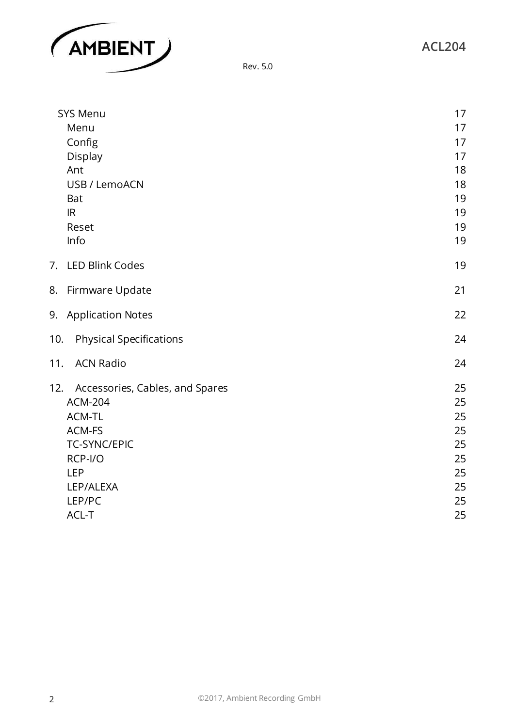- SYS Menu 17
  - Menu 17
  - Config 17
  - Display 17
  - Ant 18
  - USB / LemoACN 18
  - Bat 19
  - IR 19
  - Reset 19
  - Info 19

7. LED Blink Codes 19

8. Firmware Update 21

9. Application Notes 22

10. Physical Specifications 24

11. ACN Radio 24

12. Accessories, Cables, and Spares 25
    - ACM-204 25
    - ACM-TL 25
    - ACM-FS 25
    - TC-SYNC/EPIC 25
    - RCP-I/O 25
    - LEP 25
    - LEP/ALEXA 25
    - LEP/PC 25
    - ACL-T 25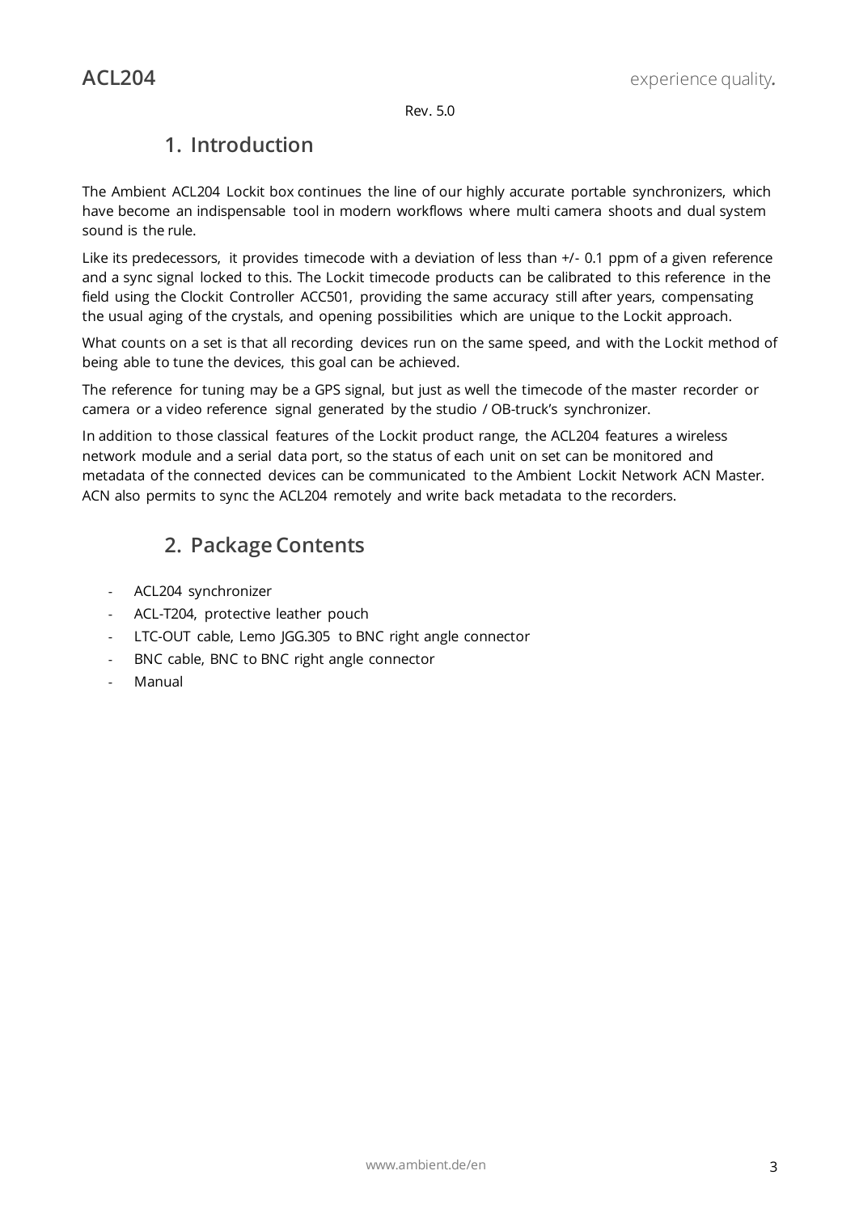Rev. 5.0

## 1. Introduction

The Ambient ACL204 Lockit box continues the line of our highly accurate portable synchronizers, which have become an indispensable tool in modern workflows where multi camera shoots and dual system sound is the rule.

Like its predecessors, it provides timecode with a deviation of less than +/- 0.1 ppm of a given reference and a sync signal locked to this. The Lockit timecode products can be calibrated to this reference in the field using the Clockit Controller ACC501, providing the same accuracy still after years, compensating the usual aging of the crystals, and opening possibilities which are unique to the Lockit approach.

What counts on a set is that all recording devices run on the same speed, and with the Lockit method of being able to tune the devices, this goal can be achieved.

The reference for tuning may be a GPS signal, but just as well the timecode of the master recorder or camera or a video reference signal generated by the studio / OB-truck's synchronizer.

In addition to those classical features of the Lockit product range, the ACL204 features a wireless network module and a serial data port, so the status of each unit on set can be monitored and metadata of the connected devices can be communicated to the Ambient Lockit Network ACN Master. ACN also permits to sync the ACL204 remotely and write back metadata to the recorders.

## 2. Package Contents

- ACL204 synchronizer
- ACL-T204, protective leather pouch
- LTC-OUT cable, Lemo JGG.305 to BNC right angle connector
- BNC cable, BNC to BNC right angle connector
- Manual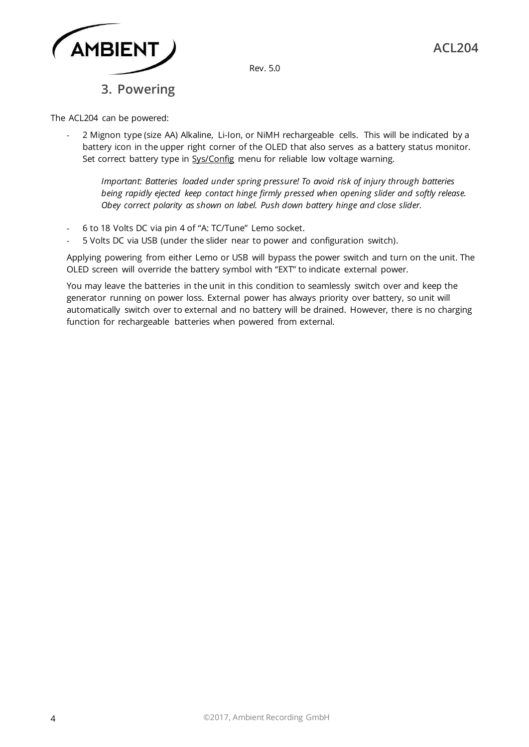## 3. Powering

The ACL204 can be powered:

- 2 Mignon type (size AA) Alkaline, Li-Ion, or NiMH rechargeable cells. This will be indicated by a battery icon in the upper right corner of the OLED that also serves as a battery status monitor. Set correct battery type in Sys/Config menu for reliable low voltage warning.

  *Important: Batteries loaded under spring pressure! To avoid risk of injury through batteries being rapidly ejected keep contact hinge firmly pressed when opening slider and softly release. Obey correct polarity as shown on label. Push down battery hinge and close slider.*

- 6 to 18 Volts DC via pin 4 of "A: TC/Tune" Lemo socket.
- 5 Volts DC via USB (under the slider near to power and configuration switch).

Applying powering from either Lemo or USB will bypass the power switch and turn on the unit. The OLED screen will override the battery symbol with "EXT" to indicate external power.

You may leave the batteries in the unit in this condition to seamlessly switch over and keep the generator running on power loss. External power has always priority over battery, so unit will automatically switch over to external and no battery will be drained. However, there is no charging function for rechargeable batteries when powered from external.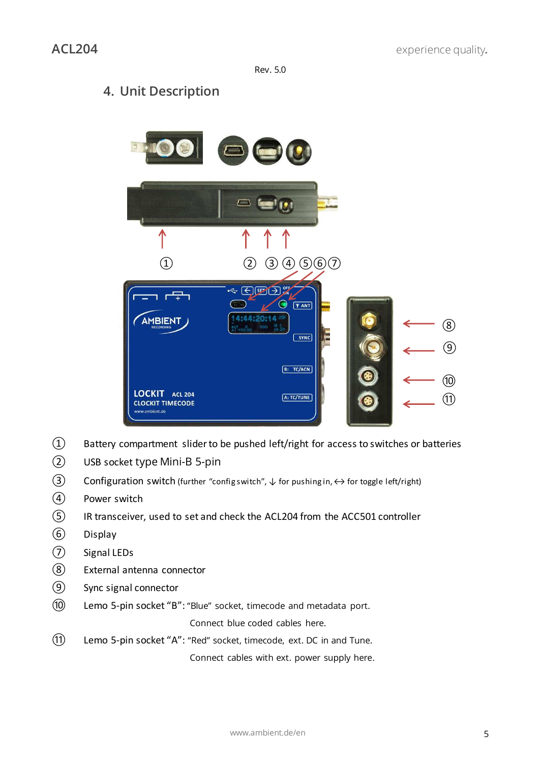Rev. 5.0

## 4. Unit Description

① Battery compartment slider to be pushed left/right for access to switches or batteries

② USB socket type Mini-B 5-pin

③ Configuration switch (further “config switch”, ↓ for pushing in, ↔ for toggle left/right)

④ Power switch

⑤ IR transceiver, used to set and check the ACL204 from the ACC501 controller

⑥ Display

⑦ Signal LEDs

⑧ External antenna connector

⑨ Sync signal connector

⑩ Lemo 5-pin socket “B”: “Blue” socket, timecode and metadata port.
Connect blue coded cables here.

⑪ Lemo 5-pin socket “A”: “Red” socket, timecode, ext. DC in and Tune.
Connect cables with ext. power supply here.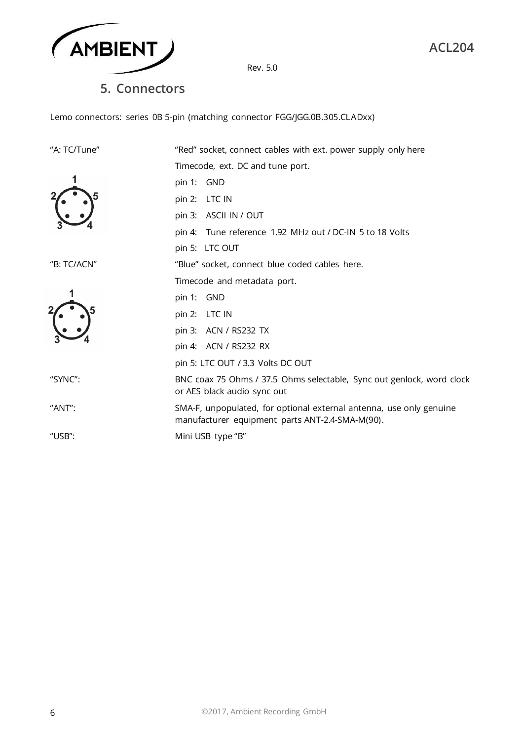## 5. Connectors

Lemo connectors: series 0B 5-pin (matching connector FGG/JGG.0B.305.CLADxx)

| | |
|---|---|
| "A: TC/Tune" | "Red" socket, connect cables with ext. power supply only here |
| | Timecode, ext. DC and tune port. |
| | pin 1: GND |
| | pin 2: LTC IN |
| | pin 3: ASCII IN / OUT |
| | pin 4: Tune reference 1.92 MHz out / DC-IN 5 to 18 Volts |
| | pin 5: LTC OUT |
| "B: TC/ACN" | "Blue" socket, connect blue coded cables here. |
| | Timecode and metadata port. |
| | pin 1: GND |
| | pin 2: LTC IN |
| | pin 3: ACN / RS232 TX |
| | pin 4: ACN / RS232 RX |
| | pin 5: LTC OUT / 3.3 Volts DC OUT |
| "SYNC": | BNC coax 75 Ohms / 37.5 Ohms selectable, Sync out genlock, word clock or AES black audio sync out |
| "ANT": | SMA-F, unpopulated, for optional external antenna, use only genuine manufacturer equipment parts ANT-2.4-SMA-M(90). |
| "USB": | Mini USB type "B" |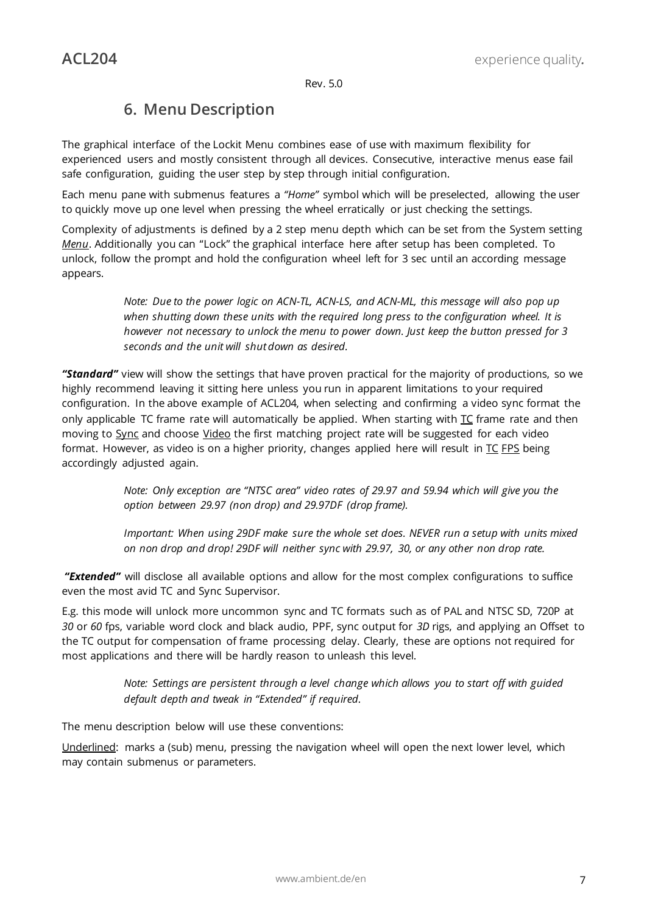Rev. 5.0

## 6. Menu Description

The graphical interface of the Lockit Menu combines ease of use with maximum flexibility for experienced users and mostly consistent through all devices. Consecutive, interactive menus ease fail safe configuration, guiding the user step by step through initial configuration.

Each menu pane with submenus features a *"Home"* symbol which will be preselected, allowing the user to quickly move up one level when pressing the wheel erratically or just checking the settings.

Complexity of adjustments is defined by a 2 step menu depth which can be set from the System setting <u>*Menu*</u>. Additionally you can "Lock" the graphical interface here after setup has been completed. To unlock, follow the prompt and hold the configuration wheel left for 3 sec until an according message appears.

> *Note: Due to the power logic on ACN-TL, ACN-LS, and ACN-ML, this message will also pop up when shutting down these units with the required long press to the configuration wheel. It is however not necessary to unlock the menu to power down. Just keep the button pressed for 3 seconds and the unit will shut down as desired.*

***"Standard"*** view will show the settings that have proven practical for the majority of productions, so we highly recommend leaving it sitting here unless you run in apparent limitations to your required configuration. In the above example of ACL204, when selecting and confirming a video sync format the only applicable TC frame rate will automatically be applied. When starting with <u>TC</u> frame rate and then moving to <u>Sync</u> and choose <u>Video</u> the first matching project rate will be suggested for each video format. However, as video is on a higher priority, changes applied here will result in <u>TC</u> <u>FPS</u> being accordingly adjusted again.

> *Note: Only exception are "NTSC area" video rates of 29.97 and 59.94 which will give you the option between 29.97 (non drop) and 29.97DF (drop frame).*

> *Important: When using 29DF make sure the whole set does. NEVER run a setup with units mixed on non drop and drop! 29DF will neither sync with 29.97, 30, or any other non drop rate.*

***"Extended"*** will disclose all available options and allow for the most complex configurations to suffice even the most avid TC and Sync Supervisor.

E.g. this mode will unlock more uncommon sync and TC formats such as of PAL and NTSC SD, 720P at *30* or *60* fps, variable word clock and black audio, PPF, sync output for *3D* rigs, and applying an Offset to the TC output for compensation of frame processing delay. Clearly, these are options not required for most applications and there will be hardly reason to unleash this level.

> *Note: Settings are persistent through a level change which allows you to start off with guided default depth and tweak in "Extended" if required.*

The menu description below will use these conventions:

<u>Underlined</u>: marks a (sub) menu, pressing the navigation wheel will open the next lower level, which may contain submenus or parameters.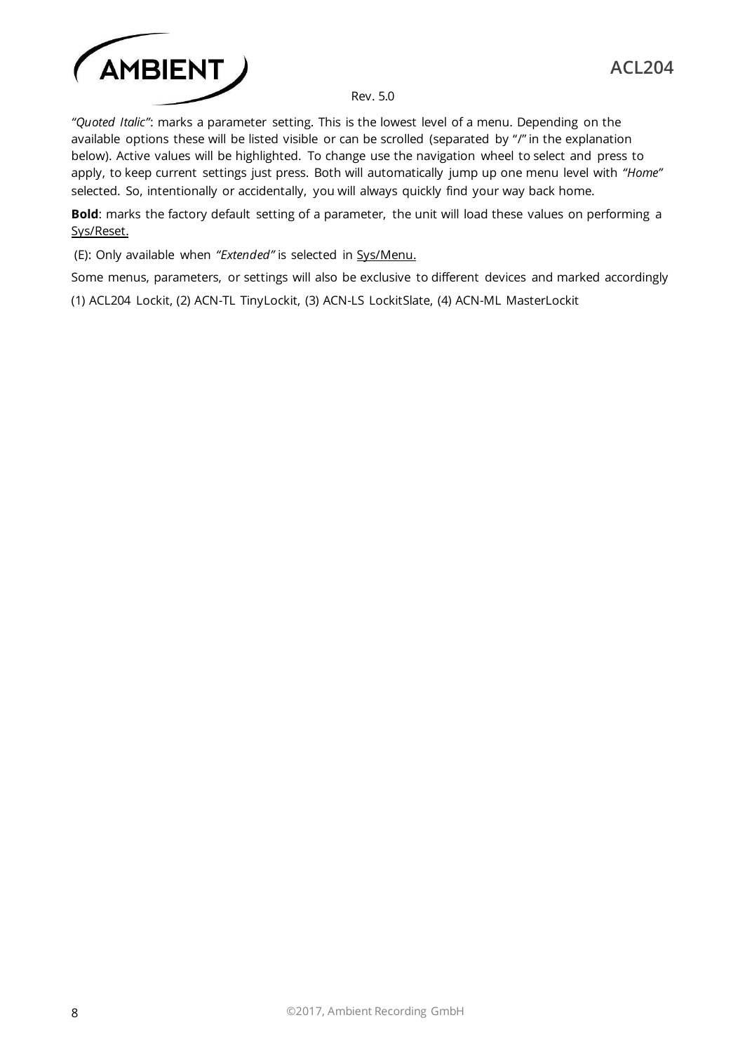*"Quoted Italic"*: marks a parameter setting. This is the lowest level of a menu. Depending on the available options these will be listed visible or can be scrolled (separated by "/" in the explanation below). Active values will be highlighted. To change use the navigation wheel to select and press to apply, to keep current settings just press. Both will automatically jump up one menu level with *"Home"* selected. So, intentionally or accidentally, you will always quickly find your way back home.

**Bold**: marks the factory default setting of a parameter, the unit will load these values on performing a <u>Sys/Reset.</u>

(E): Only available when *"Extended"* is selected in <u>Sys/Menu.</u>

Some menus, parameters, or settings will also be exclusive to different devices and marked accordingly

(1) ACL204 Lockit, (2) ACN-TL TinyLockit, (3) ACN-LS LockitSlate, (4) ACN-ML MasterLockit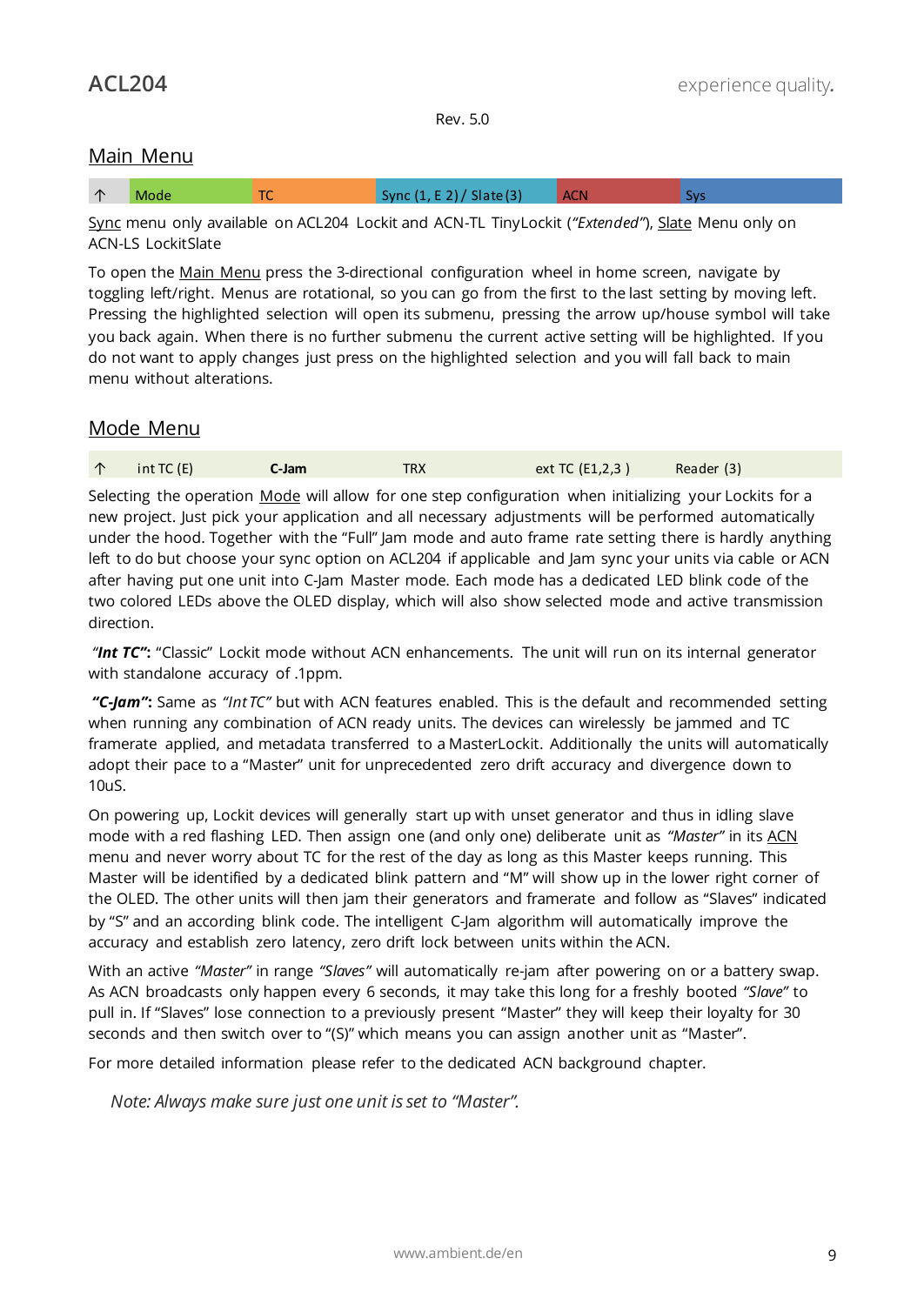Rev. 5.0

## Main Menu

| ↑ | Mode | TC | Sync (1, E 2) / Slate (3) | ACN | Sys |
|---|---|---|---|---|---|

Sync menu only available on ACL204 Lockit and ACN-TL TinyLockit (*"Extended"*), Slate Menu only on ACN-LS LockitSlate

To open the Main Menu press the 3-directional configuration wheel in home screen, navigate by toggling left/right. Menus are rotational, so you can go from the first to the last setting by moving left. Pressing the highlighted selection will open its submenu, pressing the arrow up/house symbol will take you back again. When there is no further submenu the current active setting will be highlighted. If you do not want to apply changes just press on the highlighted selection and you will fall back to main menu without alterations.

## Mode Menu

| ↑ | int TC (E) | **C-Jam** | TRX | ext TC (E1,2,3 ) | Reader (3) |
|---|---|---|---|---|---|

Selecting the operation Mode will allow for one step configuration when initializing your Lockits for a new project. Just pick your application and all necessary adjustments will be performed automatically under the hood. Together with the "Full" Jam mode and auto frame rate setting there is hardly anything left to do but choose your sync option on ACL204 if applicable and Jam sync your units via cable or ACN after having put one unit into C-Jam Master mode. Each mode has a dedicated LED blink code of the two colored LEDs above the OLED display, which will also show selected mode and active transmission direction.

*"**Int TC"***: "Classic" Lockit mode without ACN enhancements. The unit will run on its internal generator with standalone accuracy of .1ppm.

***"C-Jam"***: Same as *"Int TC"* but with ACN features enabled. This is the default and recommended setting when running any combination of ACN ready units. The devices can wirelessly be jammed and TC framerate applied, and metadata transferred to a MasterLockit. Additionally the units will automatically adopt their pace to a "Master" unit for unprecedented zero drift accuracy and divergence down to 10uS.

On powering up, Lockit devices will generally start up with unset generator and thus in idling slave mode with a red flashing LED. Then assign one (and only one) deliberate unit as *"Master"* in its ACN menu and never worry about TC for the rest of the day as long as this Master keeps running. This Master will be identified by a dedicated blink pattern and "M" will show up in the lower right corner of the OLED. The other units will then jam their generators and framerate and follow as "Slaves" indicated by "S" and an according blink code. The intelligent C-Jam algorithm will automatically improve the accuracy and establish zero latency, zero drift lock between units within the ACN.

With an active *"Master"* in range *"Slaves"* will automatically re-jam after powering on or a battery swap. As ACN broadcasts only happen every 6 seconds, it may take this long for a freshly booted *"Slave"* to pull in. If "Slaves" lose connection to a previously present "Master" they will keep their loyalty for 30 seconds and then switch over to "(S)" which means you can assign another unit as "Master".

For more detailed information please refer to the dedicated ACN background chapter.

*Note: Always make sure just one unit is set to "Master".*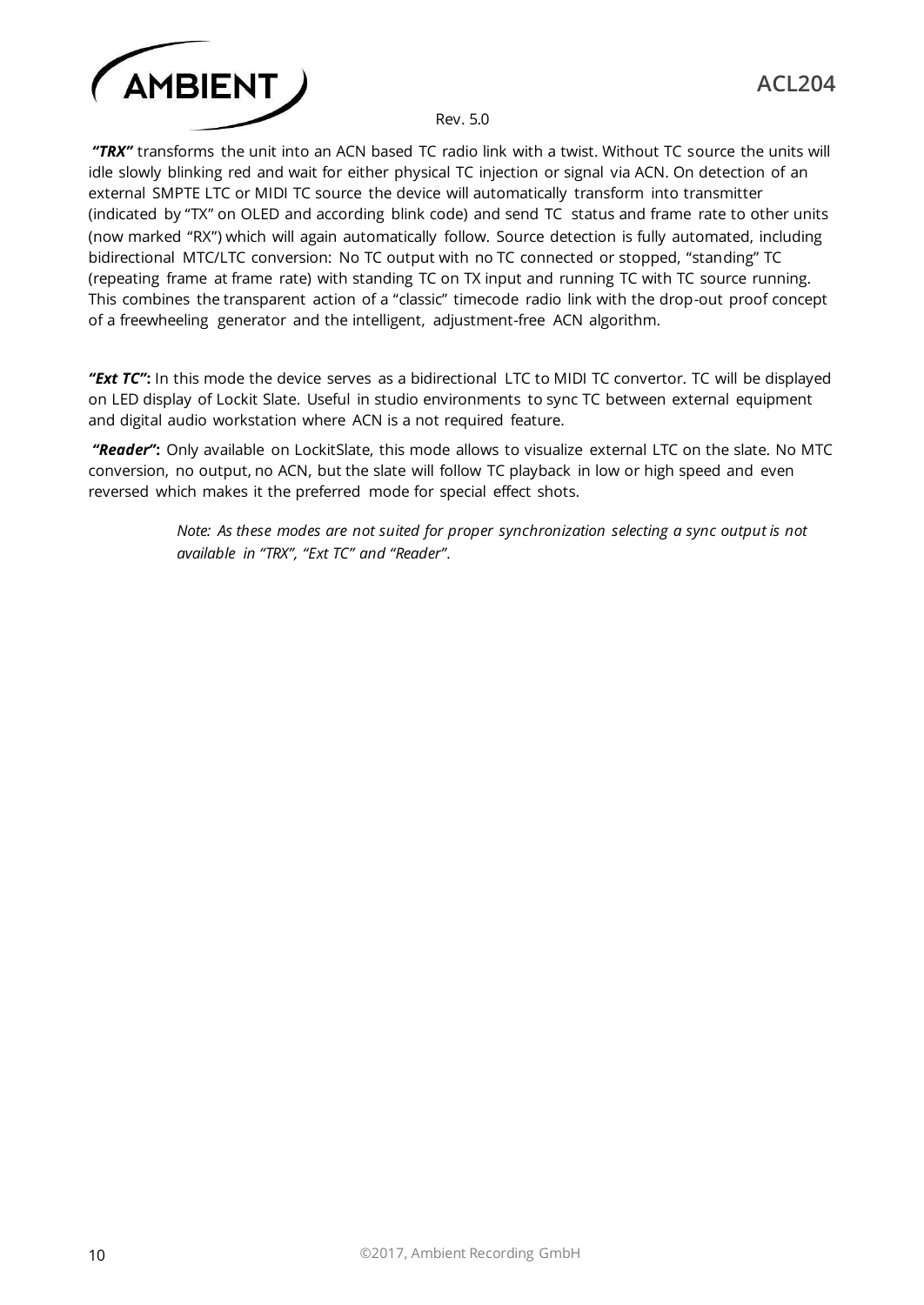***"TRX"*** transforms the unit into an ACN based TC radio link with a twist. Without TC source the units will idle slowly blinking red and wait for either physical TC injection or signal via ACN. On detection of an external SMPTE LTC or MIDI TC source the device will automatically transform into transmitter (indicated by "TX" on OLED and according blink code) and send TC status and frame rate to other units (now marked "RX") which will again automatically follow. Source detection is fully automated, including bidirectional MTC/LTC conversion: No TC output with no TC connected or stopped, "standing" TC (repeating frame at frame rate) with standing TC on TX input and running TC with TC source running. This combines the transparent action of a "classic" timecode radio link with the drop-out proof concept of a freewheeling generator and the intelligent, adjustment-free ACN algorithm.

***"Ext TC"*:** In this mode the device serves as a bidirectional LTC to MIDI TC convertor. TC will be displayed on LED display of Lockit Slate. Useful in studio environments to sync TC between external equipment and digital audio workstation where ACN is a not required feature.

***"Reader"*:** Only available on LockitSlate, this mode allows to visualize external LTC on the slate. No MTC conversion, no output, no ACN, but the slate will follow TC playback in low or high speed and even reversed which makes it the preferred mode for special effect shots.

> *Note: As these modes are not suited for proper synchronization selecting a sync output is not available in "TRX", "Ext TC" and "Reader".*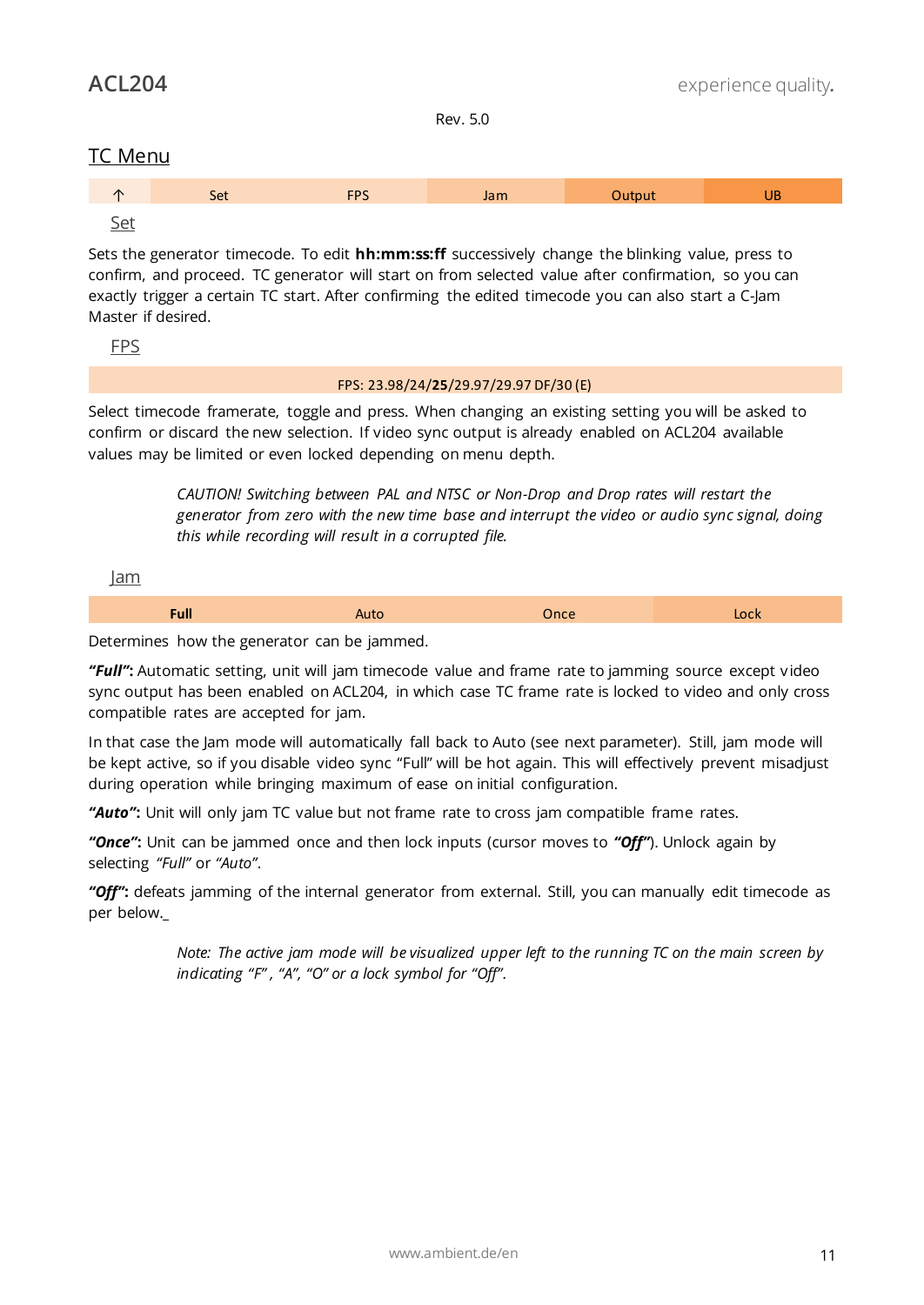Rev. 5.0

## TC Menu

| ↑ | Set | FPS | Jam | Output | UB |
|---|---|---|---|---|---|

### Set

Sets the generator timecode. To edit **hh:mm:ss:ff** successively change the blinking value, press to confirm, and proceed. TC generator will start on from selected value after confirmation, so you can exactly trigger a certain TC start. After confirming the edited timecode you can also start a C-Jam Master if desired.

### FPS

| FPS: 23.98/24/**25**/29.97/29.97 DF/30 (E) |
|---|

Select timecode framerate, toggle and press. When changing an existing setting you will be asked to confirm or discard the new selection. If video sync output is already enabled on ACL204 available values may be limited or even locked depending on menu depth.

> *CAUTION! Switching between PAL and NTSC or Non-Drop and Drop rates will restart the generator from zero with the new time base and interrupt the video or audio sync signal, doing this while recording will result in a corrupted file.*

### Jam

| **Full** | Auto | Once | Lock |
|---|---|---|---|

Determines how the generator can be jammed.

***"Full"*:** Automatic setting, unit will jam timecode value and frame rate to jamming source except video sync output has been enabled on ACL204, in which case TC frame rate is locked to video and only cross compatible rates are accepted for jam.

In that case the Jam mode will automatically fall back to Auto (see next parameter). Still, jam mode will be kept active, so if you disable video sync "Full" will be hot again. This will effectively prevent misadjust during operation while bringing maximum of ease on initial configuration.

***"Auto"*:** Unit will only jam TC value but not frame rate to cross jam compatible frame rates.

***"Once"*:** Unit can be jammed once and then lock inputs (cursor moves to ***"Off"***). Unlock again by selecting *"Full"* or *"Auto"*.

***"Off"*:** defeats jamming of the internal generator from external. Still, you can manually edit timecode as per below.

> *Note: The active jam mode will be visualized upper left to the running TC on the main screen by indicating "F" , "A", "O" or a lock symbol for "Off".*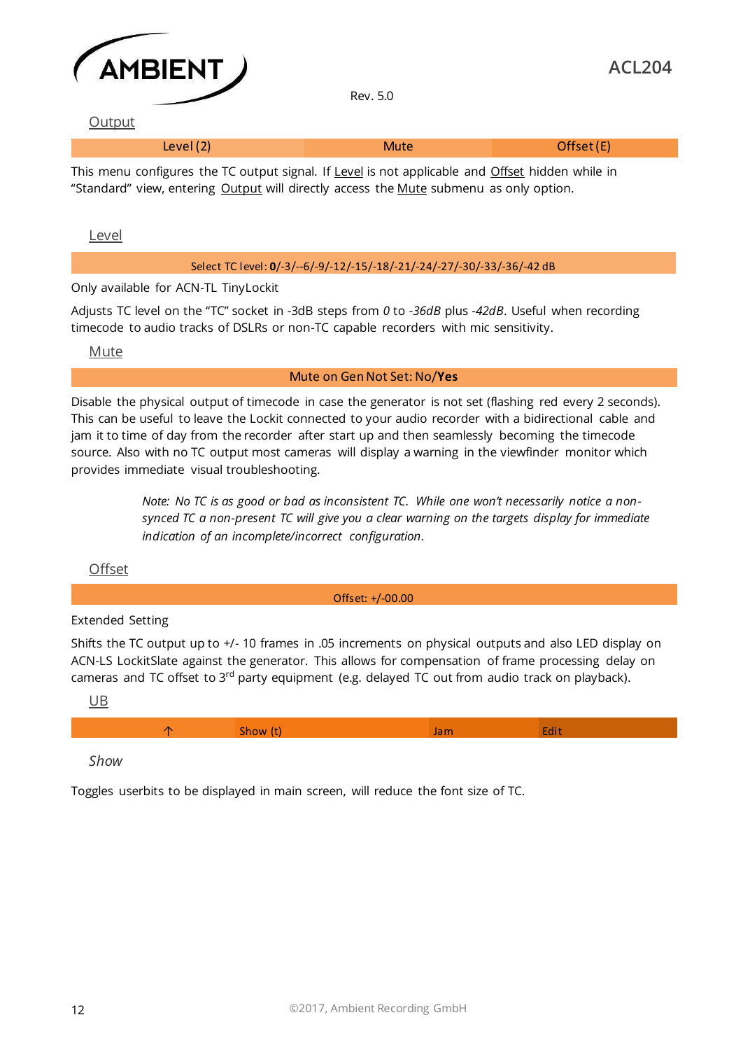## Output

| Level (2) | Mute | Offset (E) |
|---|---|---|

This menu configures the TC output signal. If Level is not applicable and Offset hidden while in "Standard" view, entering Output will directly access the Mute submenu as only option.

### Level

| Select TC level: **0**/-3/--6/-9/-12/-15/-18/-21/-24/-27/-30/-33/-36/-42 dB |
|---|

Only available for ACN-TL TinyLockit

Adjusts TC level on the "TC" socket in -3dB steps from *0* to *-36dB* plus *-42dB*. Useful when recording timecode to audio tracks of DSLRs or non-TC capable recorders with mic sensitivity.

### Mute

| Mute on Gen Not Set: No/**Yes** |
|---|

Disable the physical output of timecode in case the generator is not set (flashing red every 2 seconds). This can be useful to leave the Lockit connected to your audio recorder with a bidirectional cable and jam it to time of day from the recorder after start up and then seamlessly becoming the timecode source. Also with no TC output most cameras will display a warning in the viewfinder monitor which provides immediate visual troubleshooting.

> *Note: No TC is as good or bad as inconsistent TC. While one won't necessarily notice a non-synced TC a non-present TC will give you a clear warning on the targets display for immediate indication of an incomplete/incorrect configuration.*

### Offset

| Offset: +/-00.00 |
|---|

Extended Setting

Shifts the TC output up to +/- 10 frames in .05 increments on physical outputs and also LED display on ACN-LS LockitSlate against the generator. This allows for compensation of frame processing delay on cameras and TC offset to 3rd party equipment (e.g. delayed TC out from audio track on playback).

### UB

| ↑ | Show (t) | Jam | Edit |
|---|---|---|---|

*Show*

Toggles userbits to be displayed in main screen, will reduce the font size of TC.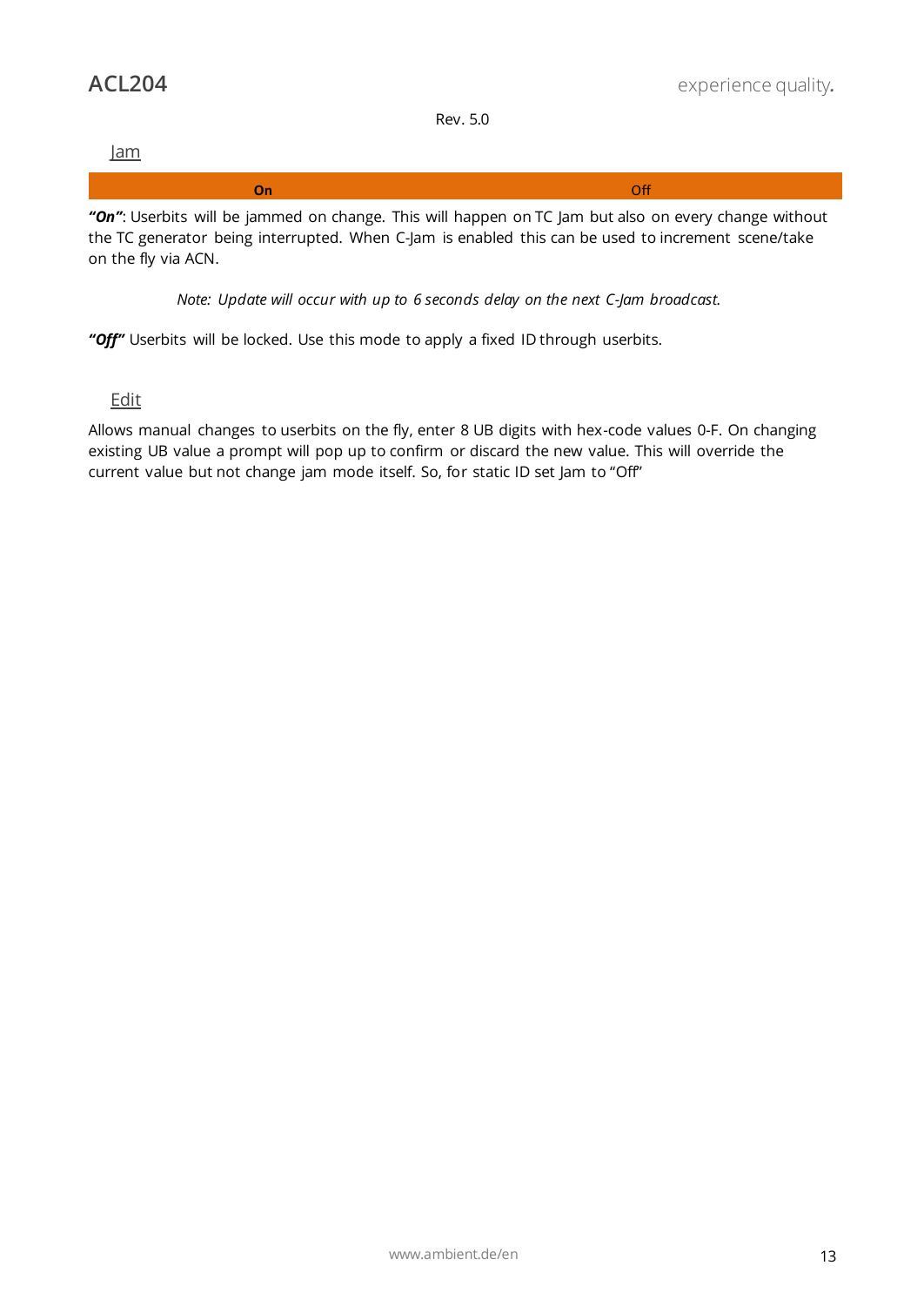## Jam

| **On** | Off |
| --- | --- |

***"On"***: Userbits will be jammed on change. This will happen on TC Jam but also on every change without the TC generator being interrupted. When C-Jam is enabled this can be used to increment scene/take on the fly via ACN.

*Note: Update will occur with up to 6 seconds delay on the next C-Jam broadcast.*

***"Off"*** Userbits will be locked. Use this mode to apply a fixed ID through userbits.

## Edit

Allows manual changes to userbits on the fly, enter 8 UB digits with hex-code values 0-F. On changing existing UB value a prompt will pop up to confirm or discard the new value. This will override the current value but not change jam mode itself. So, for static ID set Jam to "Off"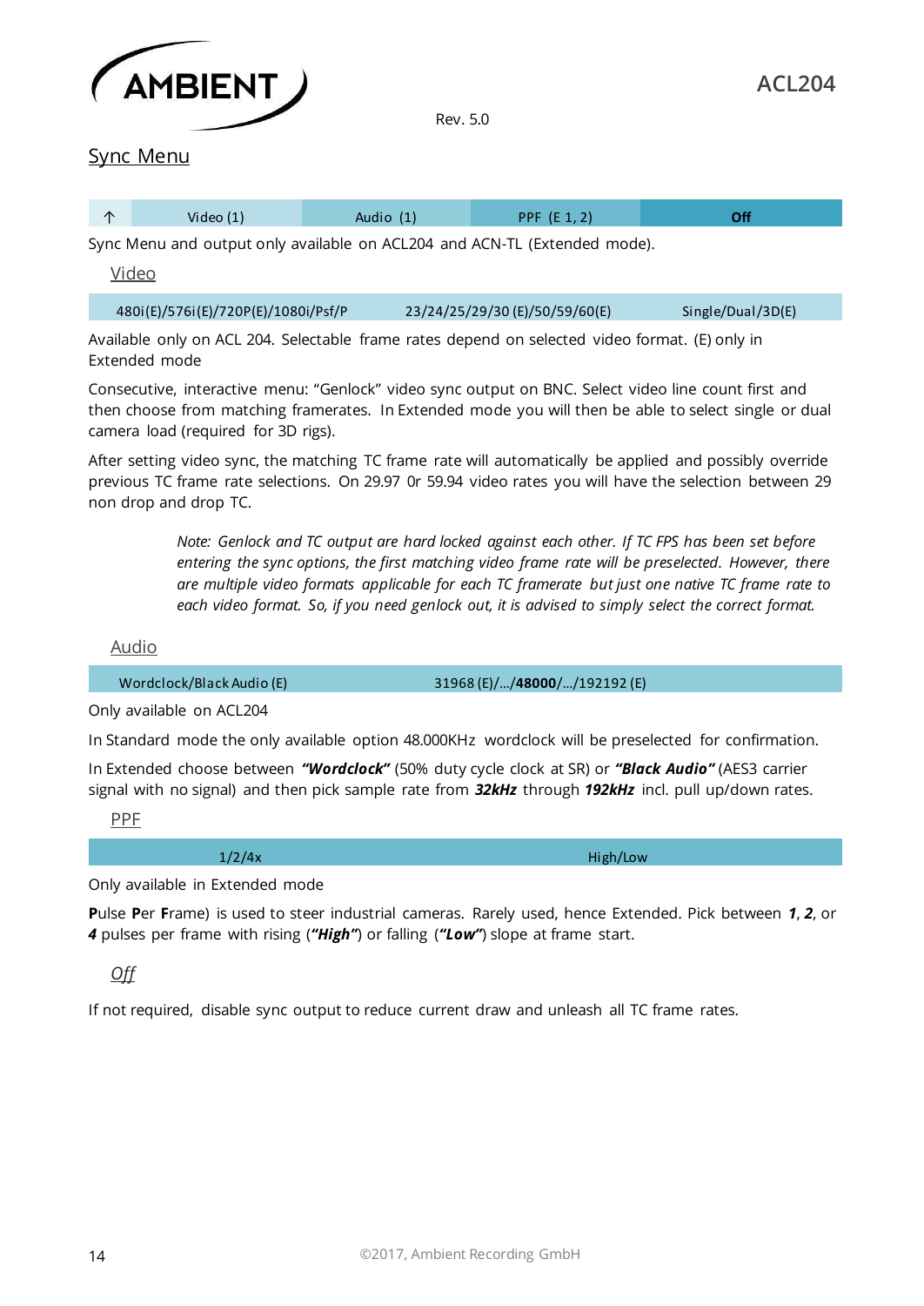## Sync Menu

| ↑ | Video (1) | Audio (1) | PPF (E 1, 2) | **Off** |
|---|---|---|---|---|

Sync Menu and output only available on ACL204 and ACN-TL (Extended mode).

### Video

| 480i(E)/576i(E)/720P(E)/1080i/Psf/P | 23/24/25/29/30 (E)/50/59/60(E) | Single/Dual/3D(E) |
|---|---|---|

Available only on ACL 204. Selectable frame rates depend on selected video format. (E) only in Extended mode

Consecutive, interactive menu: "Genlock" video sync output on BNC. Select video line count first and then choose from matching framerates. In Extended mode you will then be able to select single or dual camera load (required for 3D rigs).

After setting video sync, the matching TC frame rate will automatically be applied and possibly override previous TC frame rate selections. On 29.97 0r 59.94 video rates you will have the selection between 29 non drop and drop TC.

> *Note: Genlock and TC output are hard locked against each other. If TC FPS has been set before entering the sync options, the first matching video frame rate will be preselected. However, there are multiple video formats applicable for each TC framerate but just one native TC frame rate to each video format. So, if you need genlock out, it is advised to simply select the correct format.*

### Audio

| Wordclock/Black Audio (E) | 31968 (E)/…/**48000**/…/192192 (E) |
|---|---|

Only available on ACL204

In Standard mode the only available option 48.000KHz wordclock will be preselected for confirmation.

In Extended choose between ***"Wordclock"*** (50% duty cycle clock at SR) or ***"Black Audio"*** (AES3 carrier signal with no signal) and then pick sample rate from ***32kHz*** through ***192kHz*** incl. pull up/down rates.

### PPF

| 1/2/4x | High/Low |
|---|---|

Only available in Extended mode

**P**ulse **P**er **F**rame) is used to steer industrial cameras. Rarely used, hence Extended. Pick between ***1***, ***2***, or ***4*** pulses per frame with rising (***"High"***) or falling (***"Low"***) slope at frame start.

### *Off*

If not required, disable sync output to reduce current draw and unleash all TC frame rates.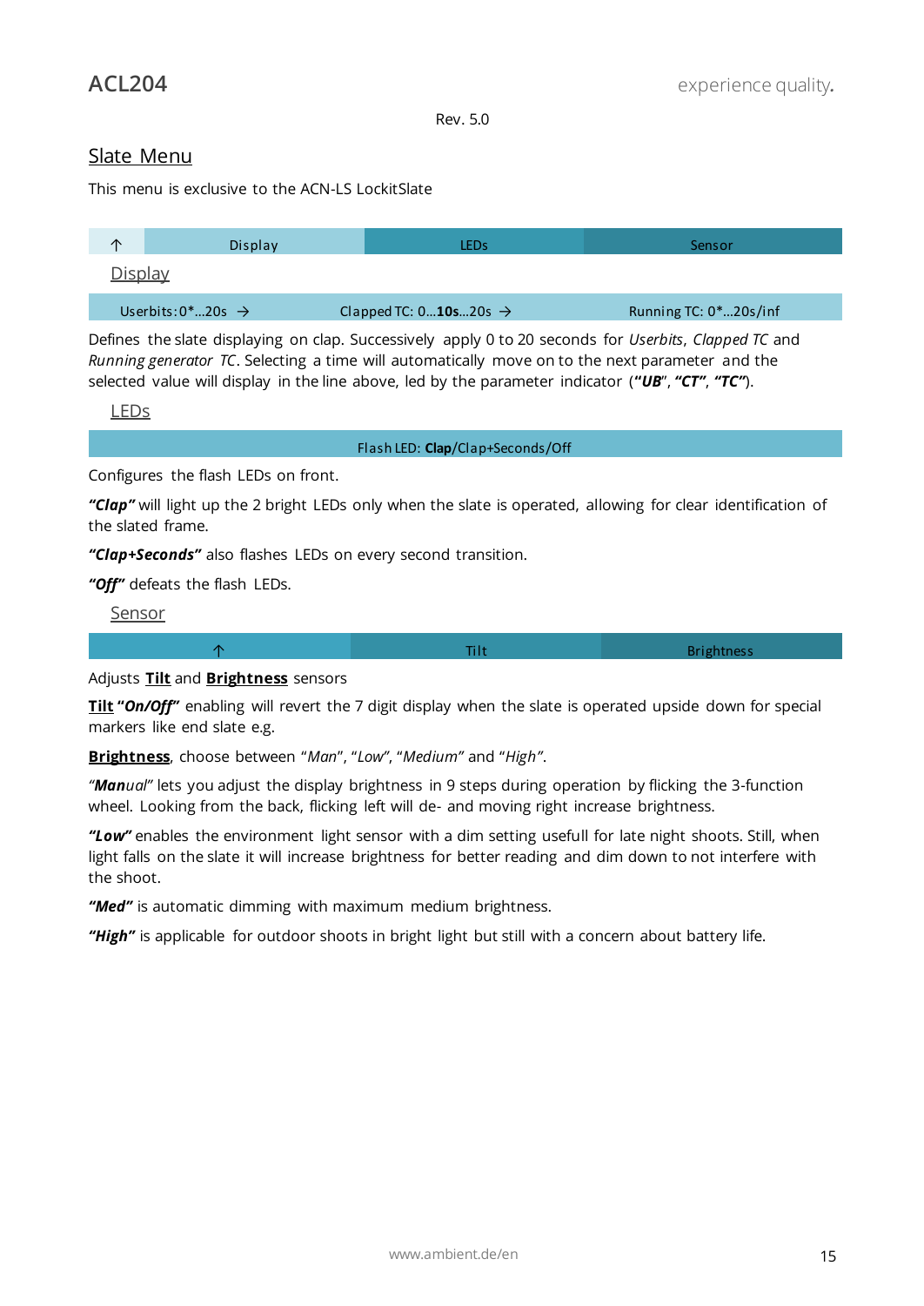## Slate Menu

This menu is exclusive to the ACN-LS LockitSlate

| ↑ | Display | LEDs | Sensor |
|---|---|---|---|

### Display

| Userbits: 0*…20s → | Clapped TC: 0…**10s**…20s → | Running TC: 0*…20s/inf |
|---|---|---|

Defines the slate displaying on clap. Successively apply 0 to 20 seconds for *Userbits*, *Clapped TC* and *Running generator TC*. Selecting a time will automatically move on to the next parameter and the selected value will display in the line above, led by the parameter indicator (***"UB"***, ***"CT"***, ***"TC"***).

### LEDs

| Flash LED: **Clap**/Clap+Seconds/Off |
|---|

Configures the flash LEDs on front.

***"Clap"*** will light up the 2 bright LEDs only when the slate is operated, allowing for clear identification of the slated frame.

***"Clap+Seconds"*** also flashes LEDs on every second transition.

***"Off"*** defeats the flash LEDs.

### Sensor

| ↑ | Tilt | Brightness |
|---|---|---|

Adjusts **Tilt** and **Brightness** sensors

**Tilt** ***"On/Off"*** enabling will revert the 7 digit display when the slate is operated upside down for special markers like end slate e.g.

**Brightness**, choose between "*Man*", "*Low*", "*Medium*" and "*High*".

"***Man****ual*" lets you adjust the display brightness in 9 steps during operation by flicking the 3-function wheel. Looking from the back, flicking left will de- and moving right increase brightness.

***"Low"*** enables the environment light sensor with a dim setting usefull for late night shoots. Still, when light falls on the slate it will increase brightness for better reading and dim down to not interfere with the shoot.

***"Med"*** is automatic dimming with maximum medium brightness.

***"High"*** is applicable for outdoor shoots in bright light but still with a concern about battery life.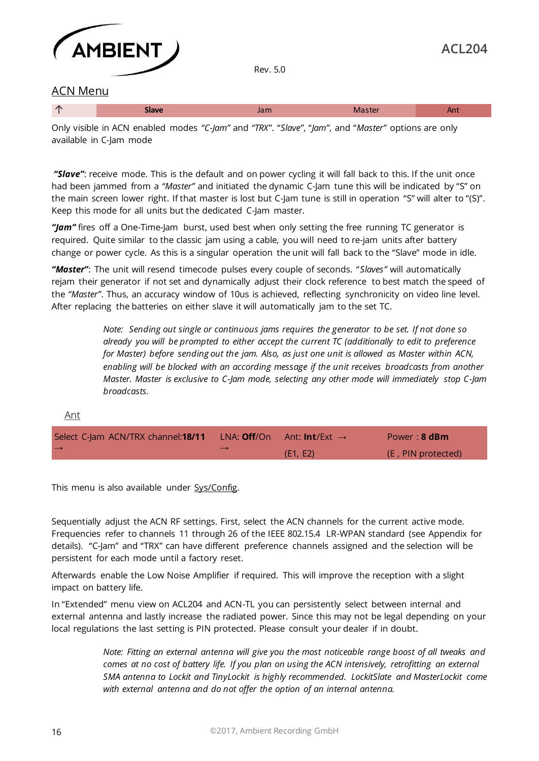## ACN Menu

| ↑ | **Slave** | Jam | Master | Ant |
|---|---|---|---|---|

Only visible in ACN enabled modes *"C-Jam"* and *"TRX"*. "*Slave*", "*Jam*", and "*Master*" options are only available in C-Jam mode

***"Slave"***: receive mode. This is the default and on power cycling it will fall back to this. If the unit once had been jammed from a *"Master"* and initiated the dynamic C-Jam tune this will be indicated by "S" on the main screen lower right. If that master is lost but C-Jam tune is still in operation "S" will alter to "(S)". Keep this mode for all units but the dedicated C-Jam master.

***"Jam"*** fires off a One-Time-Jam burst, used best when only setting the free running TC generator is required. Quite similar to the classic jam using a cable, you will need to re-jam units after battery change or power cycle. As this is a singular operation the unit will fall back to the "Slave" mode in idle.

***"Master"***: The unit will resend timecode pulses every couple of seconds. "*Slaves"* will automatically rejam their generator if not set and dynamically adjust their clock reference to best match the speed of the *"Master"*. Thus, an accuracy window of 10us is achieved, reflecting synchronicity on video line level. After replacing the batteries on either slave it will automatically jam to the set TC.

> *Note: Sending out single or continuous jams requires the generator to be set. If not done so already you will be prompted to either accept the current TC (additionally to edit to preference for Master) before sending out the jam. Also, as just one unit is allowed as Master within ACN, enabling will be blocked with an according message if the unit receives broadcasts from another Master. Master is exclusive to C-Jam mode, selecting any other mode will immediately stop C-Jam broadcasts.*

### Ant

| Select C-Jam ACN/TRX channel:**18/11** → | LNA: **Off**/On → | Ant: **Int**/Ext → (E1, E2) | Power : **8 dBm** (E , PIN protected) |
|---|---|---|---|

This menu is also available under Sys/Config.

Sequentially adjust the ACN RF settings. First, select the ACN channels for the current active mode. Frequencies refer to channels 11 through 26 of the IEEE 802.15.4 LR-WPAN standard (see Appendix for details). "C-Jam" and "TRX" can have different preference channels assigned and the selection will be persistent for each mode until a factory reset.

Afterwards enable the Low Noise Amplifier if required. This will improve the reception with a slight impact on battery life.

In "Extended" menu view on ACL204 and ACN-TL you can persistently select between internal and external antenna and lastly increase the radiated power. Since this may not be legal depending on your local regulations the last setting is PIN protected. Please consult your dealer if in doubt.

> *Note: Fitting an external antenna will give you the most noticeable range boost of all tweaks and comes at no cost of battery life. If you plan on using the ACN intensively, retrofitting an external SMA antenna to Lockit and TinyLockit is highly recommended. LockitSlate and MasterLockit come with external antenna and do not offer the option of an internal antenna.*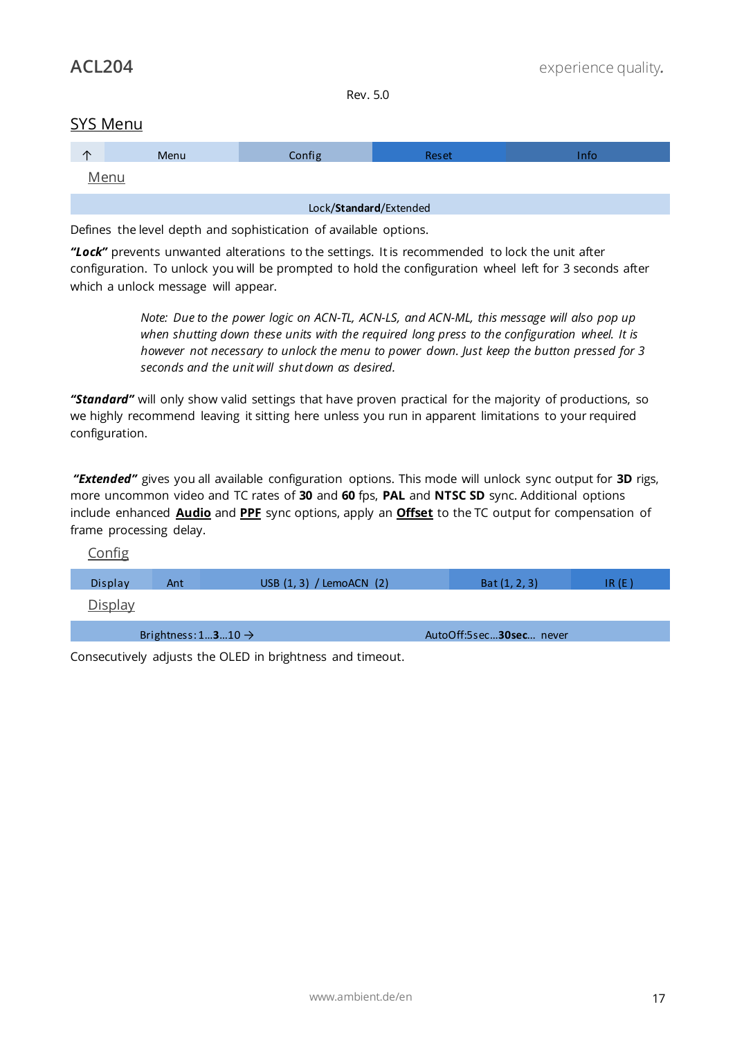Rev. 5.0

## SYS Menu

| ↑ | Menu | Config | Reset | Info |
|---|---|---|---|---|

### Menu

| Lock/**Standard**/Extended |
|---|

Defines the level depth and sophistication of available options.

***"Lock"*** prevents unwanted alterations to the settings. It is recommended to lock the unit after configuration. To unlock you will be prompted to hold the configuration wheel left for 3 seconds after which a unlock message will appear.

> *Note: Due to the power logic on ACN-TL, ACN-LS, and ACN-ML, this message will also pop up when shutting down these units with the required long press to the configuration wheel. It is however not necessary to unlock the menu to power down. Just keep the button pressed for 3 seconds and the unit will shut down as desired.*

***"Standard"*** will only show valid settings that have proven practical for the majority of productions, so we highly recommend leaving it sitting here unless you run in apparent limitations to your required configuration.

***"Extended"*** gives you all available configuration options. This mode will unlock sync output for **3D** rigs, more uncommon video and TC rates of **30** and **60** fps, **PAL** and **NTSC SD** sync. Additional options include enhanced **Audio** and **PPF** sync options, apply an **Offset** to the TC output for compensation of frame processing delay.

### Config

| Display | Ant | USB (1, 3) / LemoACN (2) | Bat (1, 2, 3) | IR (E) |
|---|---|---|---|---|

### Display

| Brightness: 1…**3**…10 → | AutoOff:5sec…**30sec**… never |
|---|---|

Consecutively adjusts the OLED in brightness and timeout.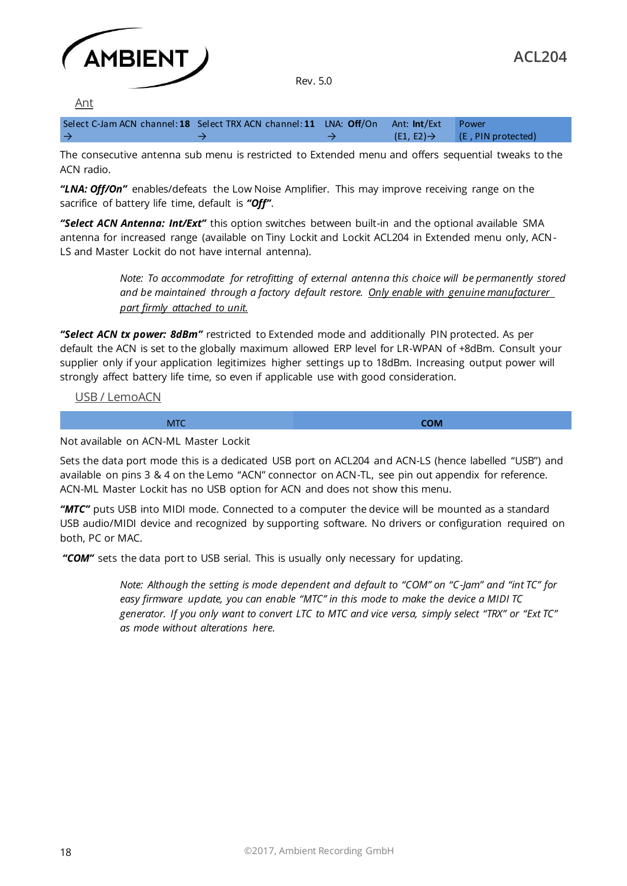## Ant

| Select C-Jam ACN channel: **18** → | Select TRX ACN channel: **11** → | LNA: **Off**/On → | Ant: **Int**/Ext (E1, E2)→ | Power (E , PIN protected) |
|---|---|---|---|---|

The consecutive antenna sub menu is restricted to Extended menu and offers sequential tweaks to the ACN radio.

***"LNA: Off/On"*** enables/defeats the Low Noise Amplifier. This may improve receiving range on the sacrifice of battery life time, default is ***"Off"***.

***"Select ACN Antenna: Int/Ext"*** this option switches between built-in and the optional available SMA antenna for increased range (available on Tiny Lockit and Lockit ACL204 in Extended menu only, ACN-LS and Master Lockit do not have internal antenna).

> *Note: To accommodate for retrofitting of external antenna this choice will be permanently stored and be maintained through a factory default restore. Only enable with genuine manufacturer part firmly attached to unit.*

***"Select ACN tx power: 8dBm"*** restricted to Extended mode and additionally PIN protected. As per default the ACN is set to the globally maximum allowed ERP level for LR-WPAN of +8dBm. Consult your supplier only if your application legitimizes higher settings up to 18dBm. Increasing output power will strongly affect battery life time, so even if applicable use with good consideration.

## USB / LemoACN

| MTC | **COM** |
|---|---|

Not available on ACN-ML Master Lockit

Sets the data port mode this is a dedicated USB port on ACL204 and ACN-LS (hence labelled "USB") and available on pins 3 & 4 on the Lemo "ACN" connector on ACN-TL, see pin out appendix for reference. ACN-ML Master Lockit has no USB option for ACN and does not show this menu.

***"MTC"*** puts USB into MIDI mode. Connected to a computer the device will be mounted as a standard USB audio/MIDI device and recognized by supporting software. No drivers or configuration required on both, PC or MAC.

***"COM"*** sets the data port to USB serial. This is usually only necessary for updating.

> *Note: Although the setting is mode dependent and default to "COM" on "C-Jam" and "int TC" for easy firmware update, you can enable "MTC" in this mode to make the device a MIDI TC generator. If you only want to convert LTC to MTC and vice versa, simply select "TRX" or "Ext TC" as mode without alterations here.*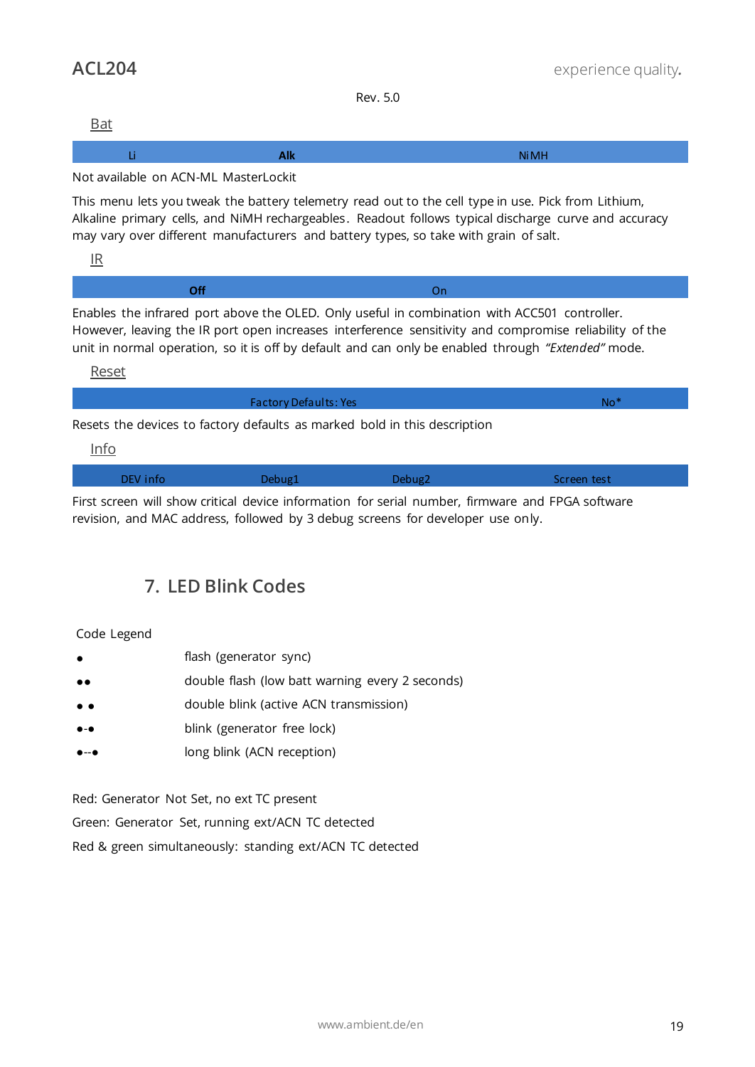Rev. 5.0

Bat

| Li | **Alk** | NiMH |
|---|---|---|

Not available on ACN-ML MasterLockit

This menu lets you tweak the battery telemetry read out to the cell type in use. Pick from Lithium, Alkaline primary cells, and NiMH rechargeables. Readout follows typical discharge curve and accuracy may vary over different manufacturers and battery types, so take with grain of salt.

IR

| **Off** | On |
|---|---|

Enables the infrared port above the OLED. Only useful in combination with ACC501 controller. However, leaving the IR port open increases interference sensitivity and compromise reliability of the unit in normal operation, so it is off by default and can only be enabled through *"Extended"* mode.

Reset

| Factory Defaults: Yes | No* |
|---|---|

Resets the devices to factory defaults as marked bold in this description

Info

| DEV info | Debug1 | Debug2 | Screen test |
|---|---|---|---|

First screen will show critical device information for serial number, firmware and FPGA software revision, and MAC address, followed by 3 debug screens for developer use only.

## 7. LED Blink Codes

Code Legend

| | |
|---|---|
| ● | flash (generator sync) |
| ●● | double flash (low batt warning every 2 seconds) |
| ● ● | double blink (active ACN transmission) |
| ●-● | blink (generator free lock) |
| ●--● | long blink (ACN reception) |

Red: Generator Not Set, no ext TC present

Green: Generator Set, running ext/ACN TC detected

Red & green simultaneously: standing ext/ACN TC detected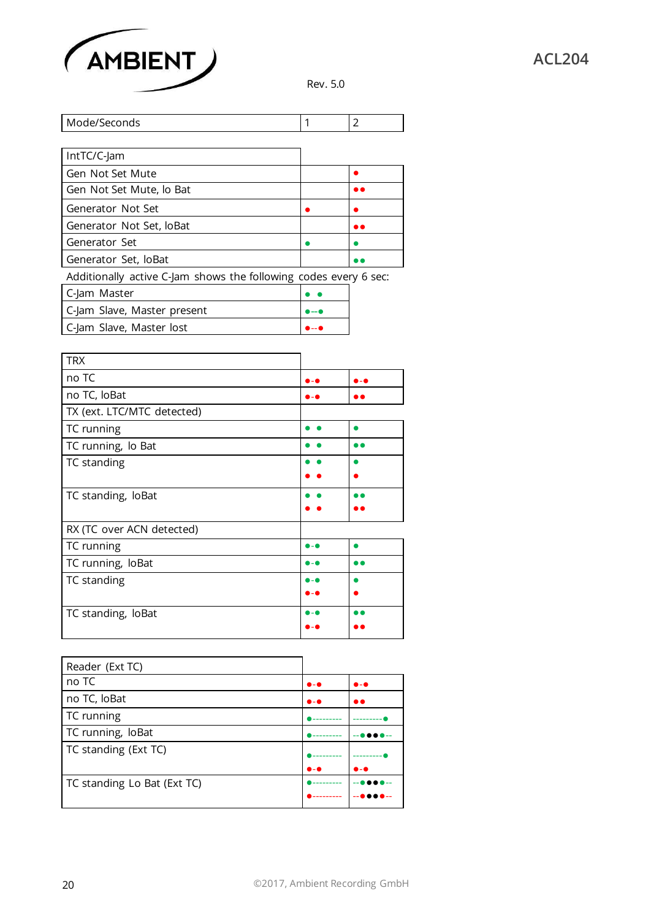| Mode/Seconds | 1 | 2 |
|---|---|---|

| IntTC/C-Jam | | |
|---|---|---|
| Gen Not Set Mute | | ● (red) |
| Gen Not Set Mute, lo Bat | | ●● (red) |
| Generator Not Set | ● (red) | ● (red) |
| Generator Not Set, loBat | | ●● (red) |
| Generator Set | ● (green) | ● (green) |
| Generator Set, loBat | | ●● (green) |

Additionally active C-Jam shows the following codes every 6 sec:

| | |
|---|---|
| C-Jam Master | ● ● (green) |
| C-Jam Slave, Master present | ●--● (green) |
| C-Jam Slave, Master lost | ●--● (red) |

| TRX | | |
|---|---|---|
| no TC | ●-● (red) | ●-● (red) |
| no TC, loBat | ●-● (red) | ●● (red) |
| TX (ext. LTC/MTC detected) | | |
| TC running | ● ● (green) | ● (green) |
| TC running, lo Bat | ● ● (green) | ●● (green) |
| TC standing | ● ● (green)<br>● ● (red) | ● (green)<br>● (red) |
| TC standing, loBat | ● ● (green)<br>● ● (red) | ●● (green)<br>●● (red) |
| RX (TC over ACN detected) | | |
| TC running | ●-● (green) | ● (green) |
| TC running, loBat | ●-● (green) | ●● (green) |
| TC standing | ●-● (green)<br>●-● (red) | ● (green)<br>● (red) |
| TC standing, loBat | ●-● (green)<br>●-● (red) | ●● (green)<br>●● (red) |

| Reader (Ext TC) | | |
|---|---|---|
| no TC | ●-● (red) | ●-● (red) |
| no TC, loBat | ●-● (red) | ●● (red) |
| TC running | ●--------- (green) | ---------● (green) |
| TC running, loBat | ●--------- (green) | --●●●●-- (green, black, black, black, green) |
| TC standing (Ext TC) | ●--------- (green)<br>●-● (red) | ---------● (green)<br>●-● (red) |
| TC standing Lo Bat (Ext TC) | ●--------- (green)<br>●--------- (red) | --●●●●-- (green, black, black, black, green)<br>--●●●●-- (red, black, black, black, red) |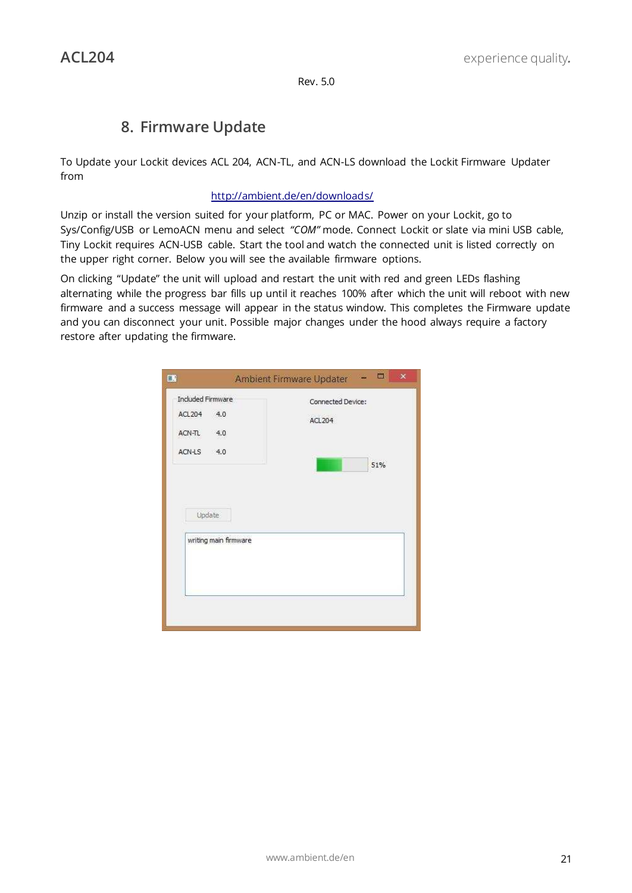Rev. 5.0

## 8. Firmware Update

To Update your Lockit devices ACL 204, ACN-TL, and ACN-LS download the Lockit Firmware Updater from

http://ambient.de/en/downloads/

Unzip or install the version suited for your platform, PC or MAC. Power on your Lockit, go to Sys/Config/USB or LemoACN menu and select *"COM"* mode. Connect Lockit or slate via mini USB cable, Tiny Lockit requires ACN-USB cable. Start the tool and watch the connected unit is listed correctly on the upper right corner. Below you will see the available firmware options.

On clicking "Update" the unit will upload and restart the unit with red and green LEDs flashing alternating while the progress bar fills up until it reaches 100% after which the unit will reboot with new firmware and a success message will appear in the status window. This completes the Firmware update and you can disconnect your unit. Possible major changes under the hood always require a factory restore after updating the firmware.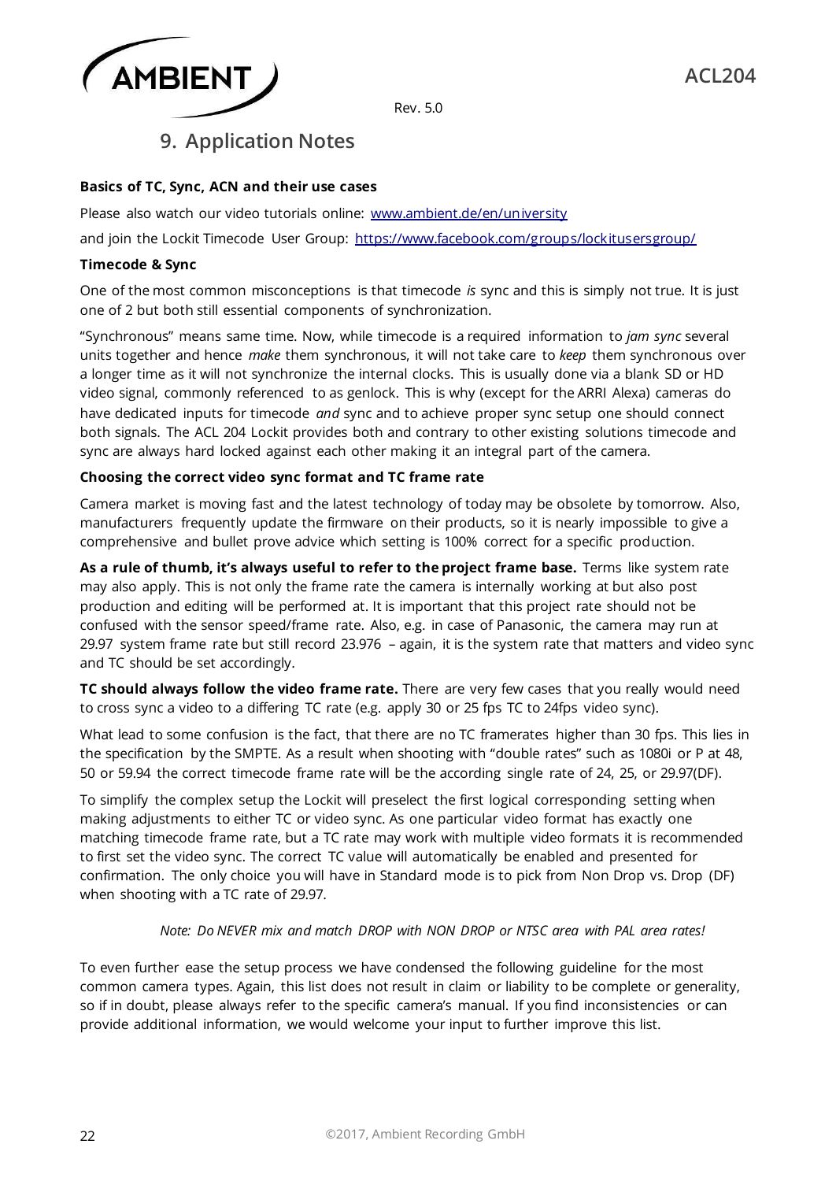## 9. Application Notes

**Basics of TC, Sync, ACN and their use cases**

Please also watch our video tutorials online: www.ambient.de/en/university

and join the Lockit Timecode User Group: https://www.facebook.com/groups/lockitusersgroup/

**Timecode & Sync**

One of the most common misconceptions is that timecode *is* sync and this is simply not true. It is just one of 2 but both still essential components of synchronization.

“Synchronous” means same time. Now, while timecode is a required information to *jam sync* several units together and hence *make* them synchronous, it will not take care to *keep* them synchronous over a longer time as it will not synchronize the internal clocks. This is usually done via a blank SD or HD video signal, commonly referenced to as genlock. This is why (except for the ARRI Alexa) cameras do have dedicated inputs for timecode *and* sync and to achieve proper sync setup one should connect both signals. The ACL 204 Lockit provides both and contrary to other existing solutions timecode and sync are always hard locked against each other making it an integral part of the camera.

**Choosing the correct video sync format and TC frame rate**

Camera market is moving fast and the latest technology of today may be obsolete by tomorrow. Also, manufacturers frequently update the firmware on their products, so it is nearly impossible to give a comprehensive and bullet prove advice which setting is 100% correct for a specific production.

**As a rule of thumb, it’s always useful to refer to the project frame base.** Terms like system rate may also apply. This is not only the frame rate the camera is internally working at but also post production and editing will be performed at. It is important that this project rate should not be confused with the sensor speed/frame rate. Also, e.g. in case of Panasonic, the camera may run at 29.97 system frame rate but still record 23.976 – again, it is the system rate that matters and video sync and TC should be set accordingly.

**TC should always follow the video frame rate.** There are very few cases that you really would need to cross sync a video to a differing TC rate (e.g. apply 30 or 25 fps TC to 24fps video sync).

What lead to some confusion is the fact, that there are no TC framerates higher than 30 fps. This lies in the specification by the SMPTE. As a result when shooting with “double rates” such as 1080i or P at 48, 50 or 59.94 the correct timecode frame rate will be the according single rate of 24, 25, or 29.97(DF).

To simplify the complex setup the Lockit will preselect the first logical corresponding setting when making adjustments to either TC or video sync. As one particular video format has exactly one matching timecode frame rate, but a TC rate may work with multiple video formats it is recommended to first set the video sync. The correct TC value will automatically be enabled and presented for confirmation. The only choice you will have in Standard mode is to pick from Non Drop vs. Drop (DF) when shooting with a TC rate of 29.97.

*Note: Do NEVER mix and match DROP with NON DROP or NTSC area with PAL area rates!*

To even further ease the setup process we have condensed the following guideline for the most common camera types. Again, this list does not result in claim or liability to be complete or generality, so if in doubt, please always refer to the specific camera’s manual. If you find inconsistencies or can provide additional information, we would welcome your input to further improve this list.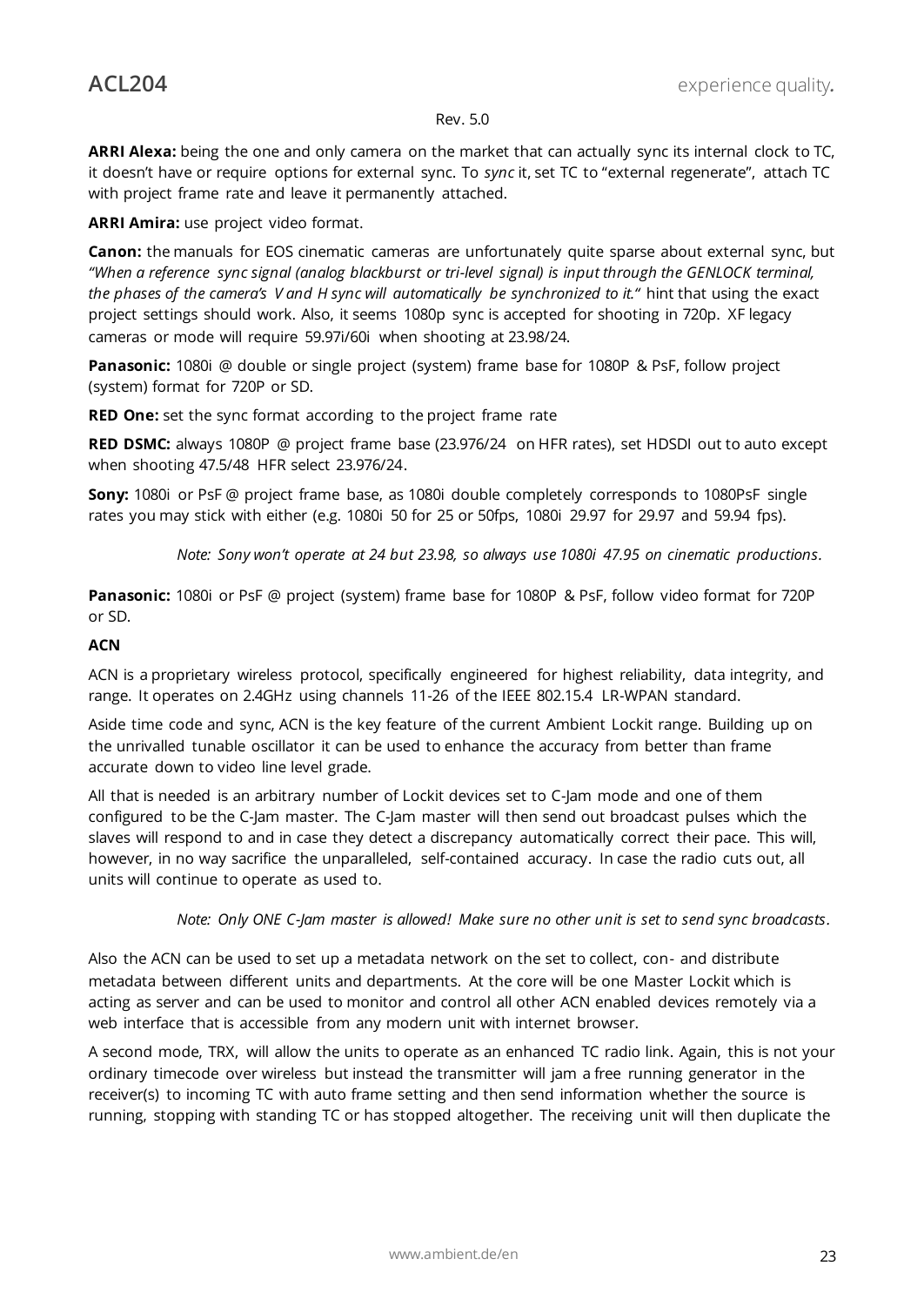Rev. 5.0

**ARRI Alexa:** being the one and only camera on the market that can actually sync its internal clock to TC, it doesn't have or require options for external sync. To *sync* it, set TC to "external regenerate", attach TC with project frame rate and leave it permanently attached.

**ARRI Amira:** use project video format.

**Canon:** the manuals for EOS cinematic cameras are unfortunately quite sparse about external sync, but *"When a reference sync signal (analog blackburst or tri-level signal) is input through the GENLOCK terminal, the phases of the camera's V and H sync will automatically be synchronized to it."* hint that using the exact project settings should work. Also, it seems 1080p sync is accepted for shooting in 720p. XF legacy cameras or mode will require 59.97i/60i when shooting at 23.98/24.

**Panasonic:** 1080i @ double or single project (system) frame base for 1080P & PsF, follow project (system) format for 720P or SD.

**RED One:** set the sync format according to the project frame rate

**RED DSMC:** always 1080P @ project frame base (23.976/24 on HFR rates), set HDSDI out to auto except when shooting 47.5/48 HFR select 23.976/24.

**Sony:** 1080i or PsF @ project frame base, as 1080i double completely corresponds to 1080PsF single rates you may stick with either (e.g. 1080i 50 for 25 or 50fps, 1080i 29.97 for 29.97 and 59.94 fps).

*Note: Sony won't operate at 24 but 23.98, so always use 1080i 47.95 on cinematic productions.*

**Panasonic:** 1080i or PsF @ project (system) frame base for 1080P & PsF, follow video format for 720P or SD.

**ACN**

ACN is a proprietary wireless protocol, specifically engineered for highest reliability, data integrity, and range. It operates on 2.4GHz using channels 11-26 of the IEEE 802.15.4 LR-WPAN standard.

Aside time code and sync, ACN is the key feature of the current Ambient Lockit range. Building up on the unrivalled tunable oscillator it can be used to enhance the accuracy from better than frame accurate down to video line level grade.

All that is needed is an arbitrary number of Lockit devices set to C-Jam mode and one of them configured to be the C-Jam master. The C-Jam master will then send out broadcast pulses which the slaves will respond to and in case they detect a discrepancy automatically correct their pace. This will, however, in no way sacrifice the unparalleled, self-contained accuracy. In case the radio cuts out, all units will continue to operate as used to.

*Note: Only ONE C-Jam master is allowed! Make sure no other unit is set to send sync broadcasts.*

Also the ACN can be used to set up a metadata network on the set to collect, con- and distribute metadata between different units and departments. At the core will be one Master Lockit which is acting as server and can be used to monitor and control all other ACN enabled devices remotely via a web interface that is accessible from any modern unit with internet browser.

A second mode, TRX, will allow the units to operate as an enhanced TC radio link. Again, this is not your ordinary timecode over wireless but instead the transmitter will jam a free running generator in the receiver(s) to incoming TC with auto frame setting and then send information whether the source is running, stopping with standing TC or has stopped altogether. The receiving unit will then duplicate the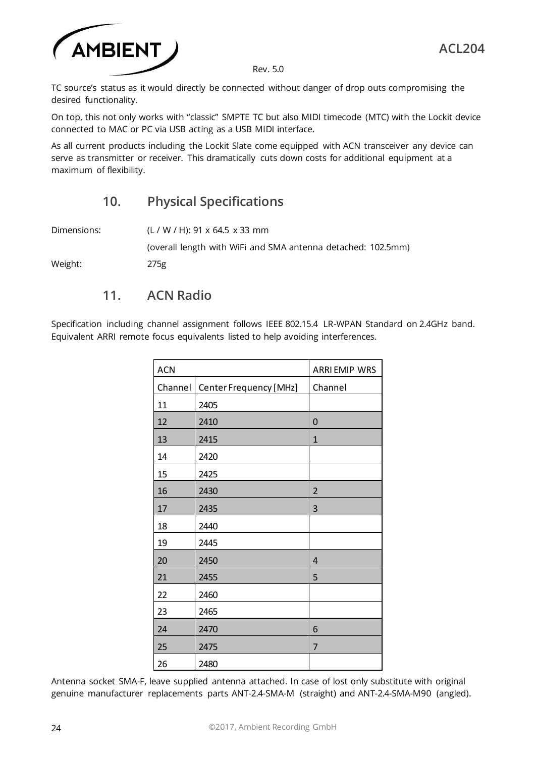TC source's status as it would directly be connected without danger of drop outs compromising the desired functionality.

On top, this not only works with "classic" SMPTE TC but also MIDI timecode (MTC) with the Lockit device connected to MAC or PC via USB acting as a USB MIDI interface.

As all current products including the Lockit Slate come equipped with ACN transceiver any device can serve as transmitter or receiver. This dramatically cuts down costs for additional equipment at a maximum of flexibility.

## 10. Physical Specifications

Dimensions: (L / W / H): 91 x 64.5 x 33 mm

(overall length with WiFi and SMA antenna detached: 102.5mm)

Weight: 275g

## 11. ACN Radio

Specification including channel assignment follows IEEE 802.15.4 LR-WPAN Standard on 2.4GHz band. Equivalent ARRI remote focus equivalents listed to help avoiding interferences.

| ACN | | ARRI EMIP WRS |
|---|---|---|
| Channel | Center Frequency [MHz] | Channel |
| 11 | 2405 | |
| 12 | 2410 | 0 |
| 13 | 2415 | 1 |
| 14 | 2420 | |
| 15 | 2425 | |
| 16 | 2430 | 2 |
| 17 | 2435 | 3 |
| 18 | 2440 | |
| 19 | 2445 | |
| 20 | 2450 | 4 |
| 21 | 2455 | 5 |
| 22 | 2460 | |
| 23 | 2465 | |
| 24 | 2470 | 6 |
| 25 | 2475 | 7 |
| 26 | 2480 | |

Antenna socket SMA-F, leave supplied antenna attached. In case of lost only substitute with original genuine manufacturer replacements parts ANT-2.4-SMA-M (straight) and ANT-2.4-SMA-M90 (angled).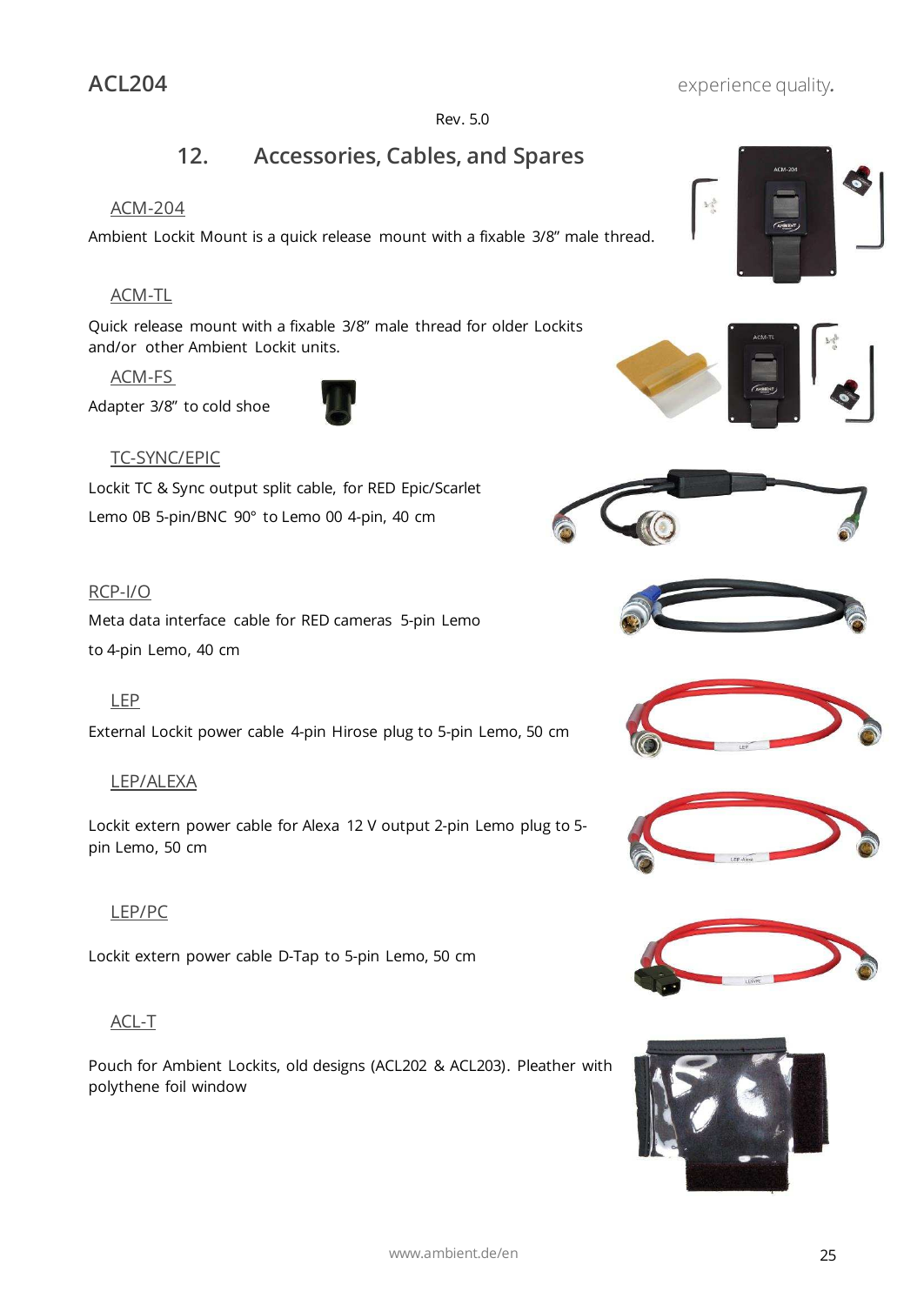Rev. 5.0

## 12. Accessories, Cables, and Spares

### ACM-204

Ambient Lockit Mount is a quick release mount with a fixable 3/8” male thread.

### ACM-TL

Quick release mount with a fixable 3/8” male thread for older Lockits and/or other Ambient Lockit units.

### ACM-FS

Adapter 3/8” to cold shoe

### TC-SYNC/EPIC

Lockit TC & Sync output split cable, for RED Epic/Scarlet

Lemo 0B 5-pin/BNC 90° to Lemo 00 4-pin, 40 cm

### RCP-I/O

Meta data interface cable for RED cameras 5-pin Lemo

to 4-pin Lemo, 40 cm

### LEP

External Lockit power cable 4-pin Hirose plug to 5-pin Lemo, 50 cm

### LEP/ALEXA

Lockit extern power cable for Alexa 12 V output 2-pin Lemo plug to 5-pin Lemo, 50 cm

### LEP/PC

Lockit extern power cable D-Tap to 5-pin Lemo, 50 cm

### ACL-T

Pouch for Ambient Lockits, old designs (ACL202 & ACL203). Pleather with polythene foil window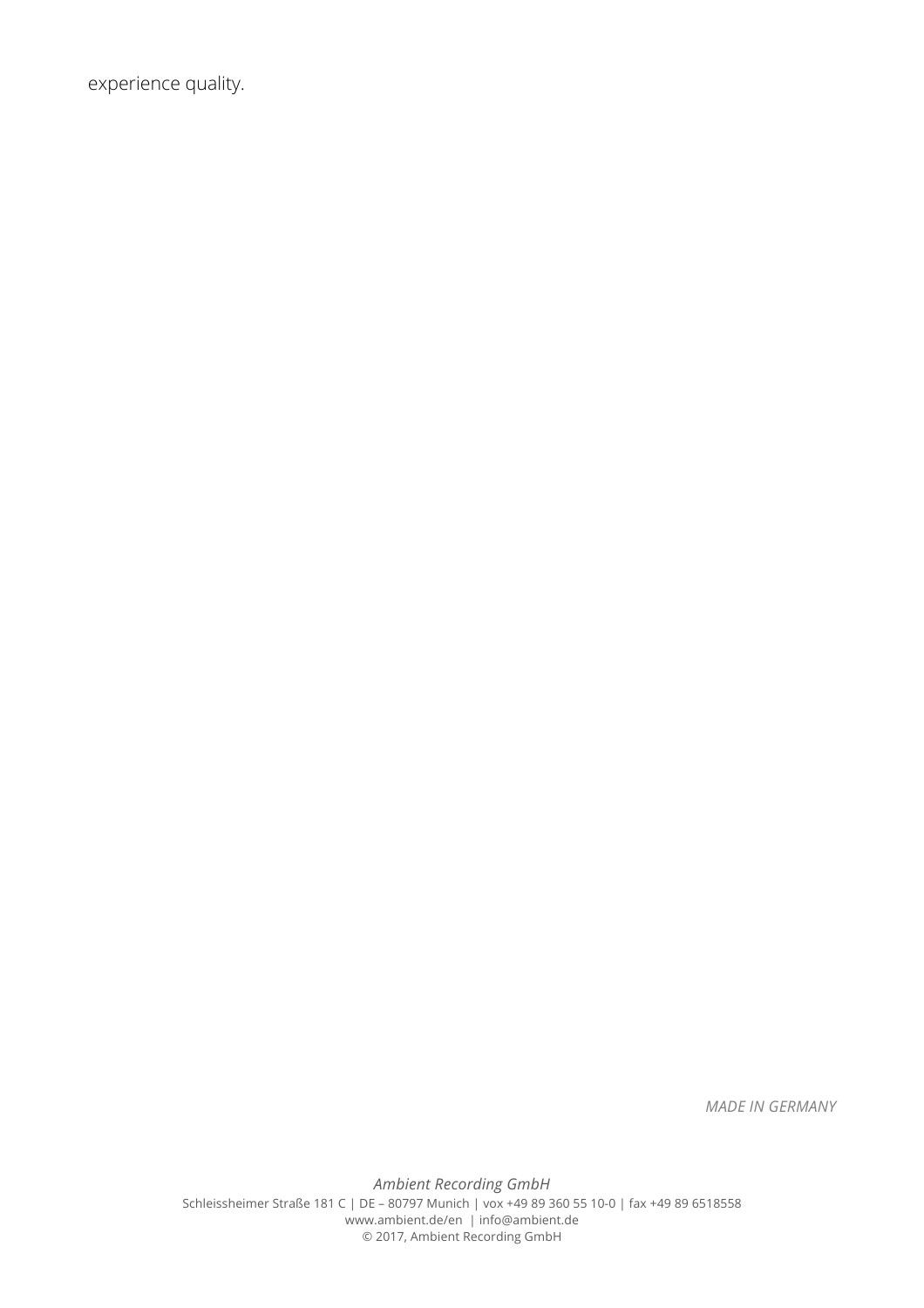experience quality.

*MADE IN GERMANY*

*Ambient Recording GmbH*

Schleissheimer Straße 181 C | DE – 80797 Munich | vox +49 89 360 55 10-0 | fax +49 89 6518558

www.ambient.de/en | info@ambient.de

© 2017, Ambient Recording GmbH